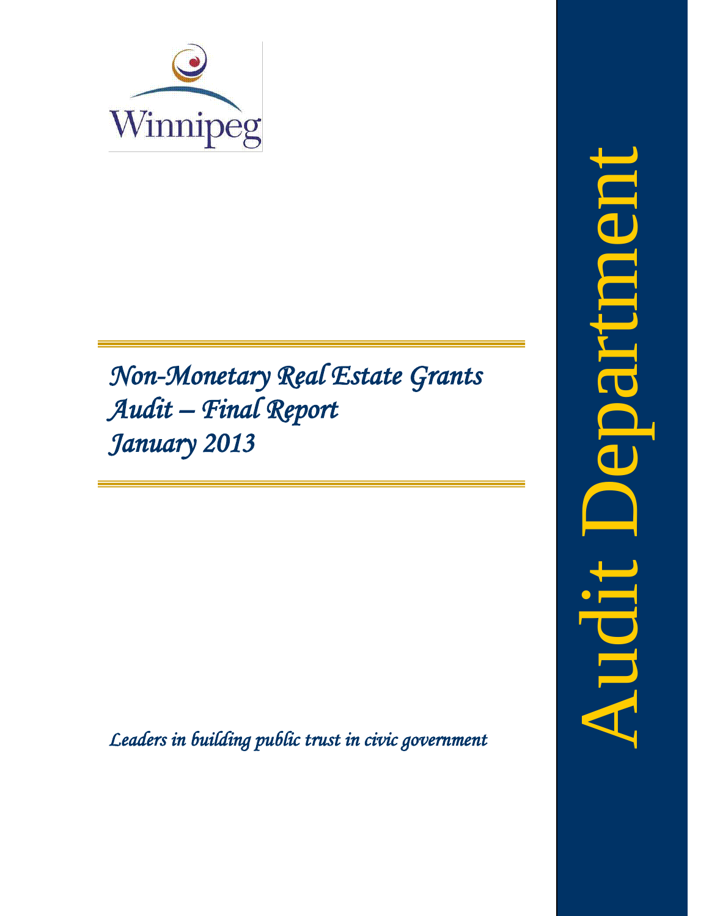Winnipeg

# *Non-Monetary Real Estate Grants Audit – Final Report January 2013*

*Leaders in building public trust in civic government*

Audit Department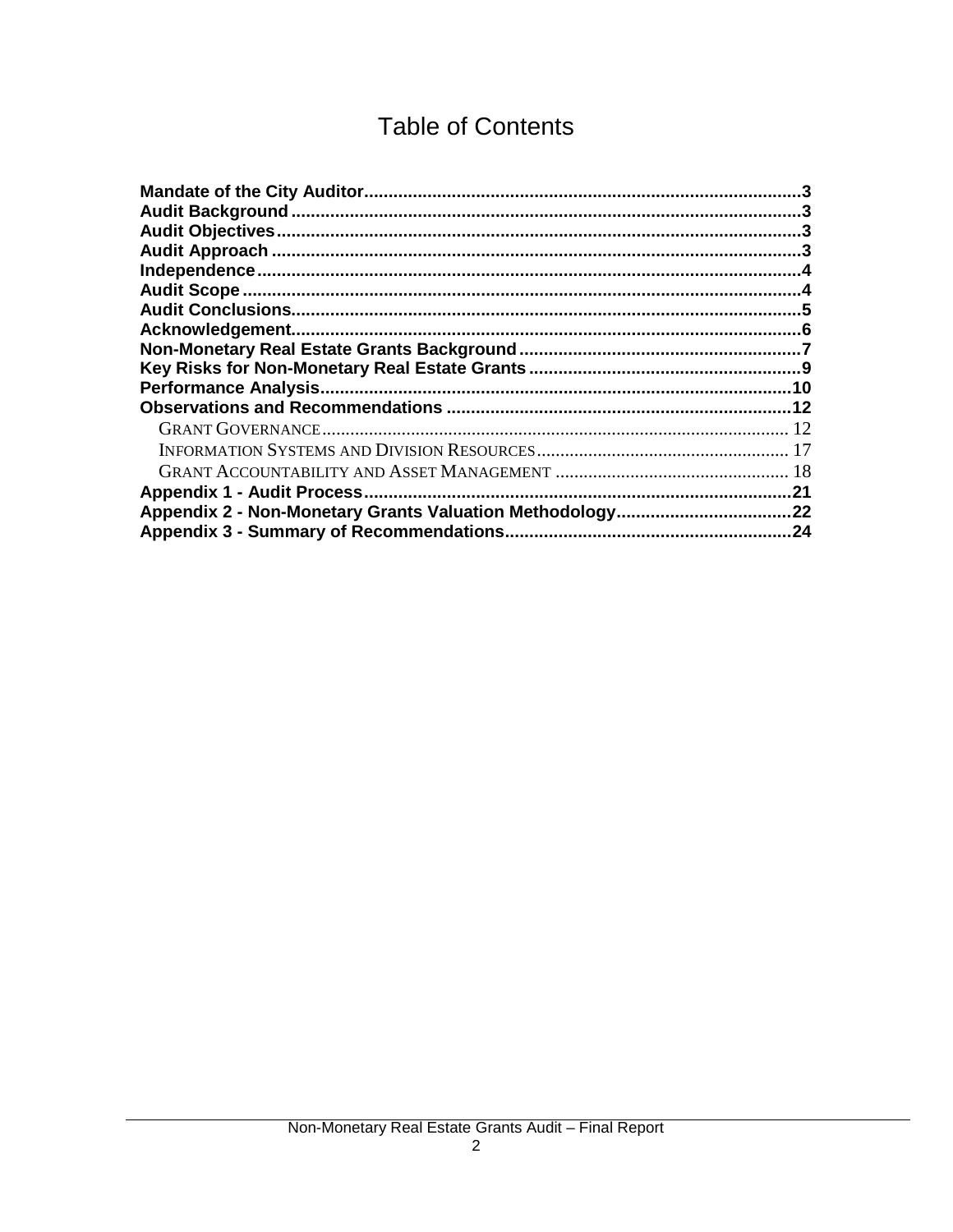# Table of Contents

**Mandate of the City Auditor** ........ 3
**Audit Background** ........ 3
**Audit Objectives** ........ 3
**Audit Approach** ........ 3
**Independence** ........ 4
**Audit Scope** ........ 4
**Audit Conclusions** ........ 5
**Acknowledgement** ........ 6
**Non-Monetary Real Estate Grants Background** ........ 7
**Key Risks for Non-Monetary Real Estate Grants** ........ 9
**Performance Analysis** ........ 10
**Observations and Recommendations** ........ 12
- Grant Governance ........ 12
- Information Systems and Division Resources ........ 17
- Grant Accountability and Asset Management ........ 18

**Appendix 1 - Audit Process** ........ 21
**Appendix 2 - Non-Monetary Grants Valuation Methodology** ........ 22
**Appendix 3 - Summary of Recommendations** ........ 24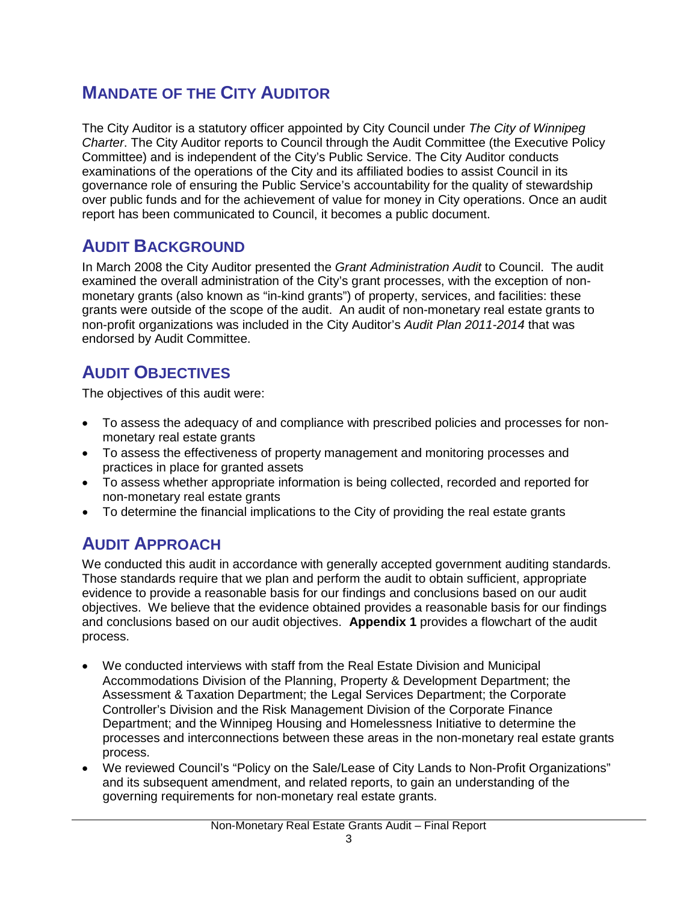## MANDATE OF THE CITY AUDITOR

The City Auditor is a statutory officer appointed by City Council under *The City of Winnipeg Charter*. The City Auditor reports to Council through the Audit Committee (the Executive Policy Committee) and is independent of the City's Public Service. The City Auditor conducts examinations of the operations of the City and its affiliated bodies to assist Council in its governance role of ensuring the Public Service's accountability for the quality of stewardship over public funds and for the achievement of value for money in City operations. Once an audit report has been communicated to Council, it becomes a public document.

## AUDIT BACKGROUND

In March 2008 the City Auditor presented the *Grant Administration Audit* to Council. The audit examined the overall administration of the City's grant processes, with the exception of non-monetary grants (also known as "in-kind grants") of property, services, and facilities: these grants were outside of the scope of the audit. An audit of non-monetary real estate grants to non-profit organizations was included in the City Auditor's *Audit Plan 2011-2014* that was endorsed by Audit Committee.

## AUDIT OBJECTIVES

The objectives of this audit were:

- To assess the adequacy of and compliance with prescribed policies and processes for non-monetary real estate grants
- To assess the effectiveness of property management and monitoring processes and practices in place for granted assets
- To assess whether appropriate information is being collected, recorded and reported for non-monetary real estate grants
- To determine the financial implications to the City of providing the real estate grants

## AUDIT APPROACH

We conducted this audit in accordance with generally accepted government auditing standards. Those standards require that we plan and perform the audit to obtain sufficient, appropriate evidence to provide a reasonable basis for our findings and conclusions based on our audit objectives. We believe that the evidence obtained provides a reasonable basis for our findings and conclusions based on our audit objectives. **Appendix 1** provides a flowchart of the audit process.

- We conducted interviews with staff from the Real Estate Division and Municipal Accommodations Division of the Planning, Property & Development Department; the Assessment & Taxation Department; the Legal Services Department; the Corporate Controller's Division and the Risk Management Division of the Corporate Finance Department; and the Winnipeg Housing and Homelessness Initiative to determine the processes and interconnections between these areas in the non-monetary real estate grants process.
- We reviewed Council's "Policy on the Sale/Lease of City Lands to Non-Profit Organizations" and its subsequent amendment, and related reports, to gain an understanding of the governing requirements for non-monetary real estate grants.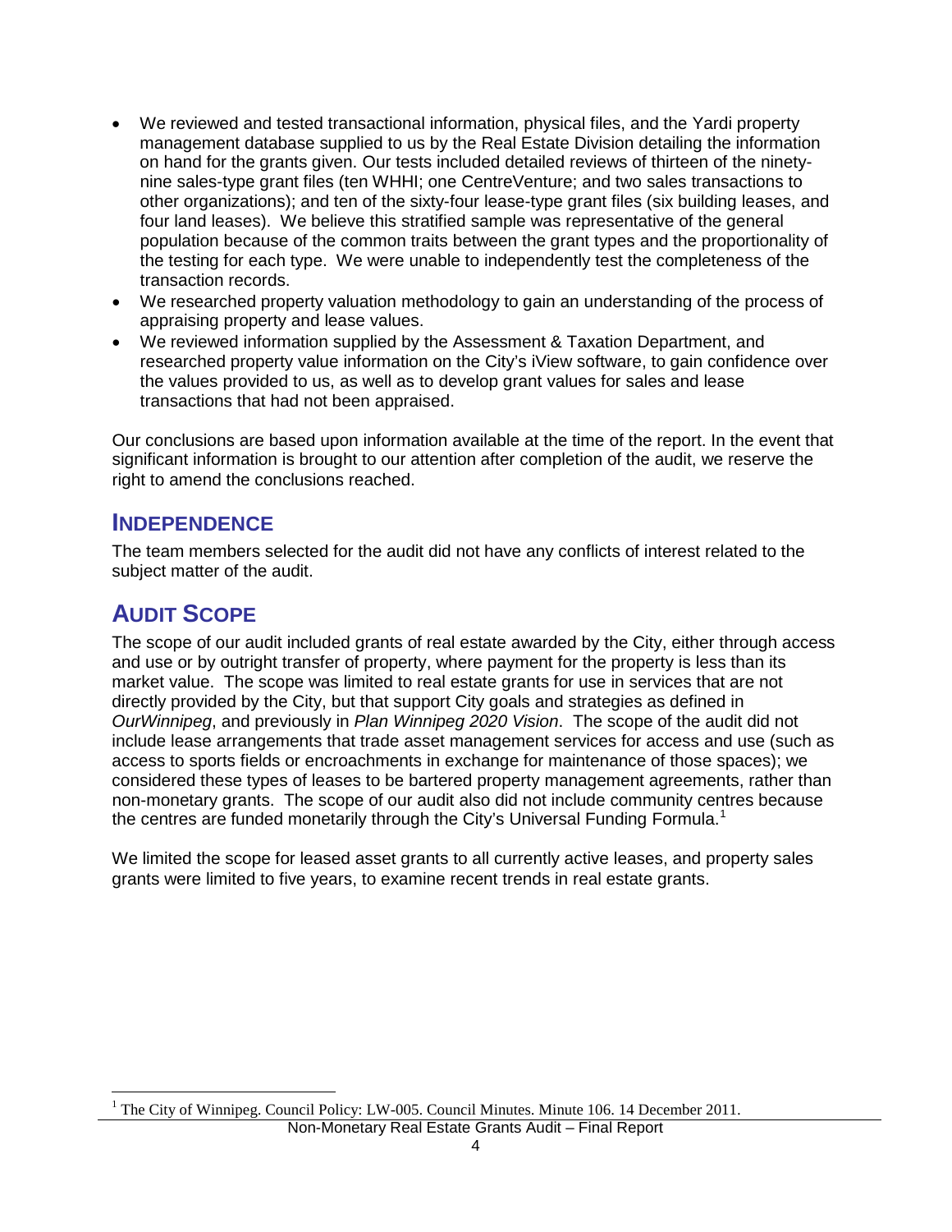- We reviewed and tested transactional information, physical files, and the Yardi property management database supplied to us by the Real Estate Division detailing the information on hand for the grants given. Our tests included detailed reviews of thirteen of the ninety-nine sales-type grant files (ten WHHI; one CentreVenture; and two sales transactions to other organizations); and ten of the sixty-four lease-type grant files (six building leases, and four land leases). We believe this stratified sample was representative of the general population because of the common traits between the grant types and the proportionality of the testing for each type. We were unable to independently test the completeness of the transaction records.
- We researched property valuation methodology to gain an understanding of the process of appraising property and lease values.
- We reviewed information supplied by the Assessment & Taxation Department, and researched property value information on the City's iView software, to gain confidence over the values provided to us, as well as to develop grant values for sales and lease transactions that had not been appraised.

Our conclusions are based upon information available at the time of the report. In the event that significant information is brought to our attention after completion of the audit, we reserve the right to amend the conclusions reached.

## Independence

The team members selected for the audit did not have any conflicts of interest related to the subject matter of the audit.

## Audit Scope

The scope of our audit included grants of real estate awarded by the City, either through access and use or by outright transfer of property, where payment for the property is less than its market value. The scope was limited to real estate grants for use in services that are not directly provided by the City, but that support City goals and strategies as defined in *OurWinnipeg*, and previously in *Plan Winnipeg 2020 Vision*. The scope of the audit did not include lease arrangements that trade asset management services for access and use (such as access to sports fields or encroachments in exchange for maintenance of those spaces); we considered these types of leases to be bartered property management agreements, rather than non-monetary grants. The scope of our audit also did not include community centres because the centres are funded monetarily through the City's Universal Funding Formula.[1]

We limited the scope for leased asset grants to all currently active leases, and property sales grants were limited to five years, to examine recent trends in real estate grants.

[1] The City of Winnipeg. Council Policy: LW-005. Council Minutes. Minute 106. 14 December 2011.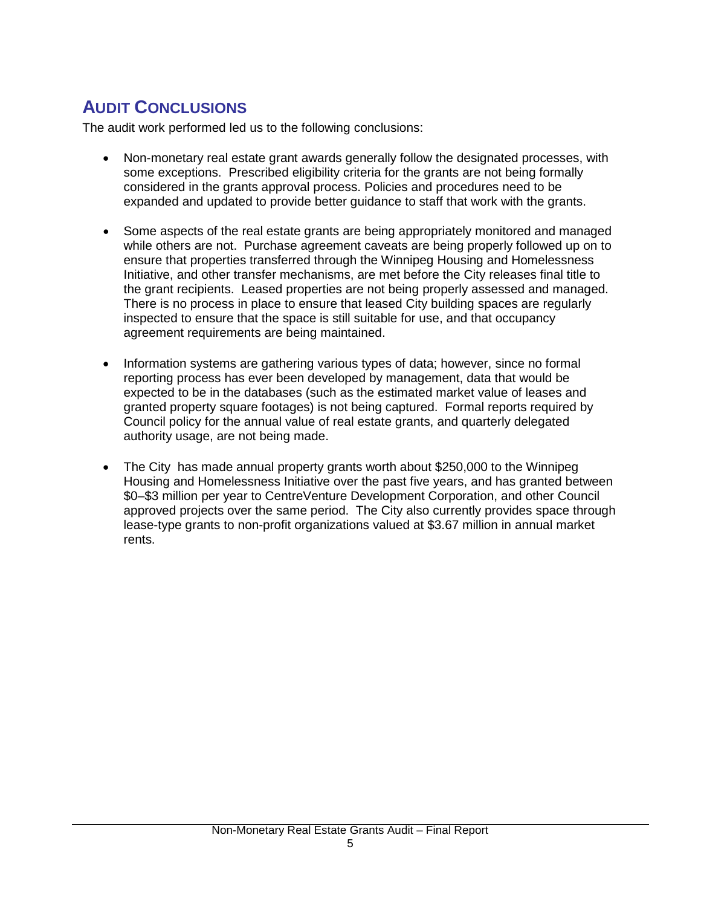## AUDIT CONCLUSIONS

The audit work performed led us to the following conclusions:

- Non-monetary real estate grant awards generally follow the designated processes, with some exceptions. Prescribed eligibility criteria for the grants are not being formally considered in the grants approval process. Policies and procedures need to be expanded and updated to provide better guidance to staff that work with the grants.

- Some aspects of the real estate grants are being appropriately monitored and managed while others are not. Purchase agreement caveats are being properly followed up on to ensure that properties transferred through the Winnipeg Housing and Homelessness Initiative, and other transfer mechanisms, are met before the City releases final title to the grant recipients. Leased properties are not being properly assessed and managed. There is no process in place to ensure that leased City building spaces are regularly inspected to ensure that the space is still suitable for use, and that occupancy agreement requirements are being maintained.

- Information systems are gathering various types of data; however, since no formal reporting process has ever been developed by management, data that would be expected to be in the databases (such as the estimated market value of leases and granted property square footages) is not being captured. Formal reports required by Council policy for the annual value of real estate grants, and quarterly delegated authority usage, are not being made.

- The City has made annual property grants worth about $250,000 to the Winnipeg Housing and Homelessness Initiative over the past five years, and has granted between $0–$3 million per year to CentreVenture Development Corporation, and other Council approved projects over the same period. The City also currently provides space through lease-type grants to non-profit organizations valued at $3.67 million in annual market rents.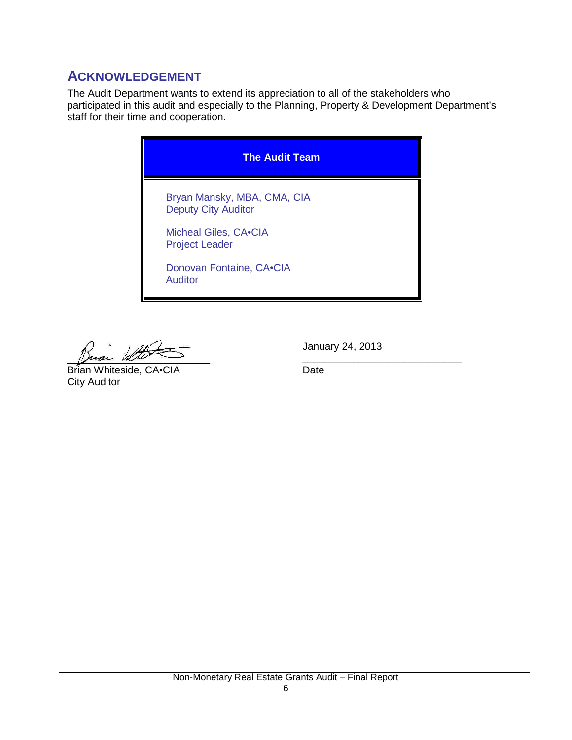## ACKNOWLEDGEMENT

The Audit Department wants to extend its appreciation to all of the stakeholders who participated in this audit and especially to the Planning, Property & Development Department's staff for their time and cooperation.

| The Audit Team |
|---|
| Bryan Mansky, MBA, CMA, CIA<br>Deputy City Auditor<br><br>Micheal Giles, CA•CIA<br>Project Leader<br><br>Donovan Fontaine, CA•CIA<br>Auditor |

Brian Whiteside, CA•CIA
City Auditor

January 24, 2013
Date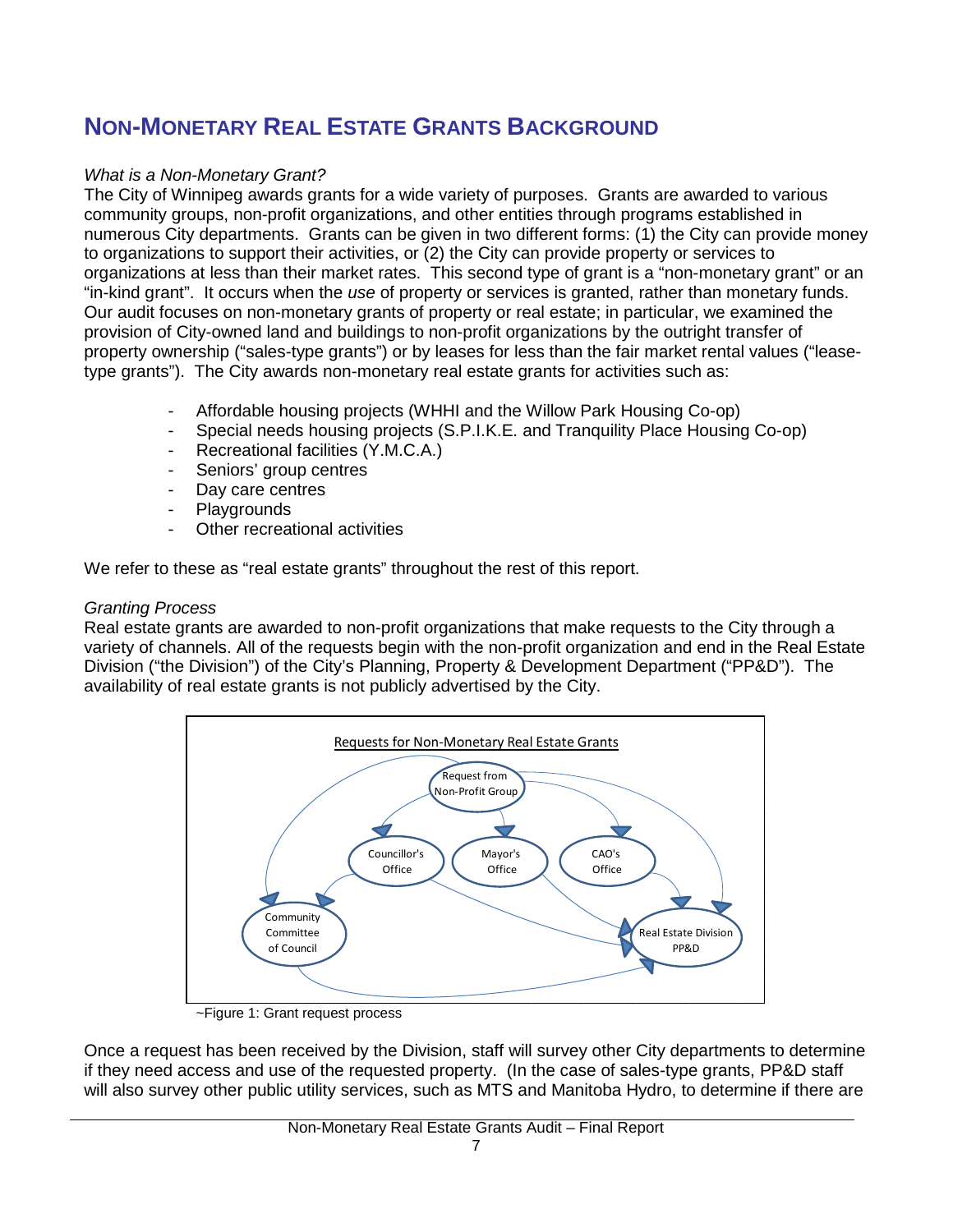## NON-MONETARY REAL ESTATE GRANTS BACKGROUND

*What is a Non-Monetary Grant?*

The City of Winnipeg awards grants for a wide variety of purposes. Grants are awarded to various community groups, non-profit organizations, and other entities through programs established in numerous City departments. Grants can be given in two different forms: (1) the City can provide money to organizations to support their activities, or (2) the City can provide property or services to organizations at less than their market rates. This second type of grant is a "non-monetary grant" or an "in-kind grant". It occurs when the *use* of property or services is granted, rather than monetary funds. Our audit focuses on non-monetary grants of property or real estate; in particular, we examined the provision of City-owned land and buildings to non-profit organizations by the outright transfer of property ownership ("sales-type grants") or by leases for less than the fair market rental values ("lease-type grants"). The City awards non-monetary real estate grants for activities such as:

- Affordable housing projects (WHHI and the Willow Park Housing Co-op)
- Special needs housing projects (S.P.I.K.E. and Tranquility Place Housing Co-op)
- Recreational facilities (Y.M.C.A.)
- Seniors' group centres
- Day care centres
- Playgrounds
- Other recreational activities

We refer to these as "real estate grants" throughout the rest of this report.

*Granting Process*

Real estate grants are awarded to non-profit organizations that make requests to the City through a variety of channels. All of the requests begin with the non-profit organization and end in the Real Estate Division ("the Division") of the City's Planning, Property & Development Department ("PP&D"). The availability of real estate grants is not publicly advertised by the City.

Requests for Non-Monetary Real Estate Grants

~Figure 1: Grant request process

Once a request has been received by the Division, staff will survey other City departments to determine if they need access and use of the requested property. (In the case of sales-type grants, PP&D staff will also survey other public utility services, such as MTS and Manitoba Hydro, to determine if there are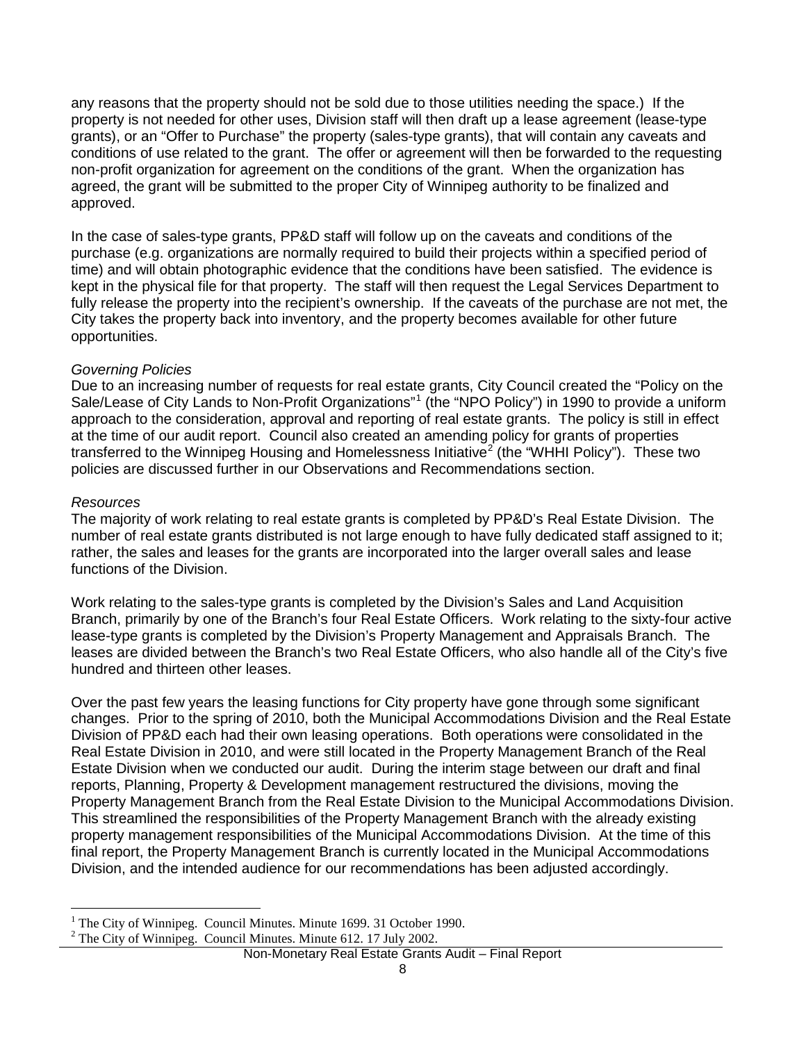any reasons that the property should not be sold due to those utilities needing the space.) If the property is not needed for other uses, Division staff will then draft up a lease agreement (lease-type grants), or an "Offer to Purchase" the property (sales-type grants), that will contain any caveats and conditions of use related to the grant. The offer or agreement will then be forwarded to the requesting non-profit organization for agreement on the conditions of the grant. When the organization has agreed, the grant will be submitted to the proper City of Winnipeg authority to be finalized and approved.

In the case of sales-type grants, PP&D staff will follow up on the caveats and conditions of the purchase (e.g. organizations are normally required to build their projects within a specified period of time) and will obtain photographic evidence that the conditions have been satisfied. The evidence is kept in the physical file for that property. The staff will then request the Legal Services Department to fully release the property into the recipient's ownership. If the caveats of the purchase are not met, the City takes the property back into inventory, and the property becomes available for other future opportunities.

*Governing Policies*

Due to an increasing number of requests for real estate grants, City Council created the "Policy on the Sale/Lease of City Lands to Non-Profit Organizations"[1] (the "NPO Policy") in 1990 to provide a uniform approach to the consideration, approval and reporting of real estate grants. The policy is still in effect at the time of our audit report. Council also created an amending policy for grants of properties transferred to the Winnipeg Housing and Homelessness Initiative[2] (the "WHHI Policy"). These two policies are discussed further in our Observations and Recommendations section.

*Resources*

The majority of work relating to real estate grants is completed by PP&D's Real Estate Division. The number of real estate grants distributed is not large enough to have fully dedicated staff assigned to it; rather, the sales and leases for the grants are incorporated into the larger overall sales and lease functions of the Division.

Work relating to the sales-type grants is completed by the Division's Sales and Land Acquisition Branch, primarily by one of the Branch's four Real Estate Officers. Work relating to the sixty-four active lease-type grants is completed by the Division's Property Management and Appraisals Branch. The leases are divided between the Branch's two Real Estate Officers, who also handle all of the City's five hundred and thirteen other leases.

Over the past few years the leasing functions for City property have gone through some significant changes. Prior to the spring of 2010, both the Municipal Accommodations Division and the Real Estate Division of PP&D each had their own leasing operations. Both operations were consolidated in the Real Estate Division in 2010, and were still located in the Property Management Branch of the Real Estate Division when we conducted our audit. During the interim stage between our draft and final reports, Planning, Property & Development management restructured the divisions, moving the Property Management Branch from the Real Estate Division to the Municipal Accommodations Division. This streamlined the responsibilities of the Property Management Branch with the already existing property management responsibilities of the Municipal Accommodations Division. At the time of this final report, the Property Management Branch is currently located in the Municipal Accommodations Division, and the intended audience for our recommendations has been adjusted accordingly.

---

[1] The City of Winnipeg. Council Minutes. Minute 1699. 31 October 1990.

[2] The City of Winnipeg. Council Minutes. Minute 612. 17 July 2002.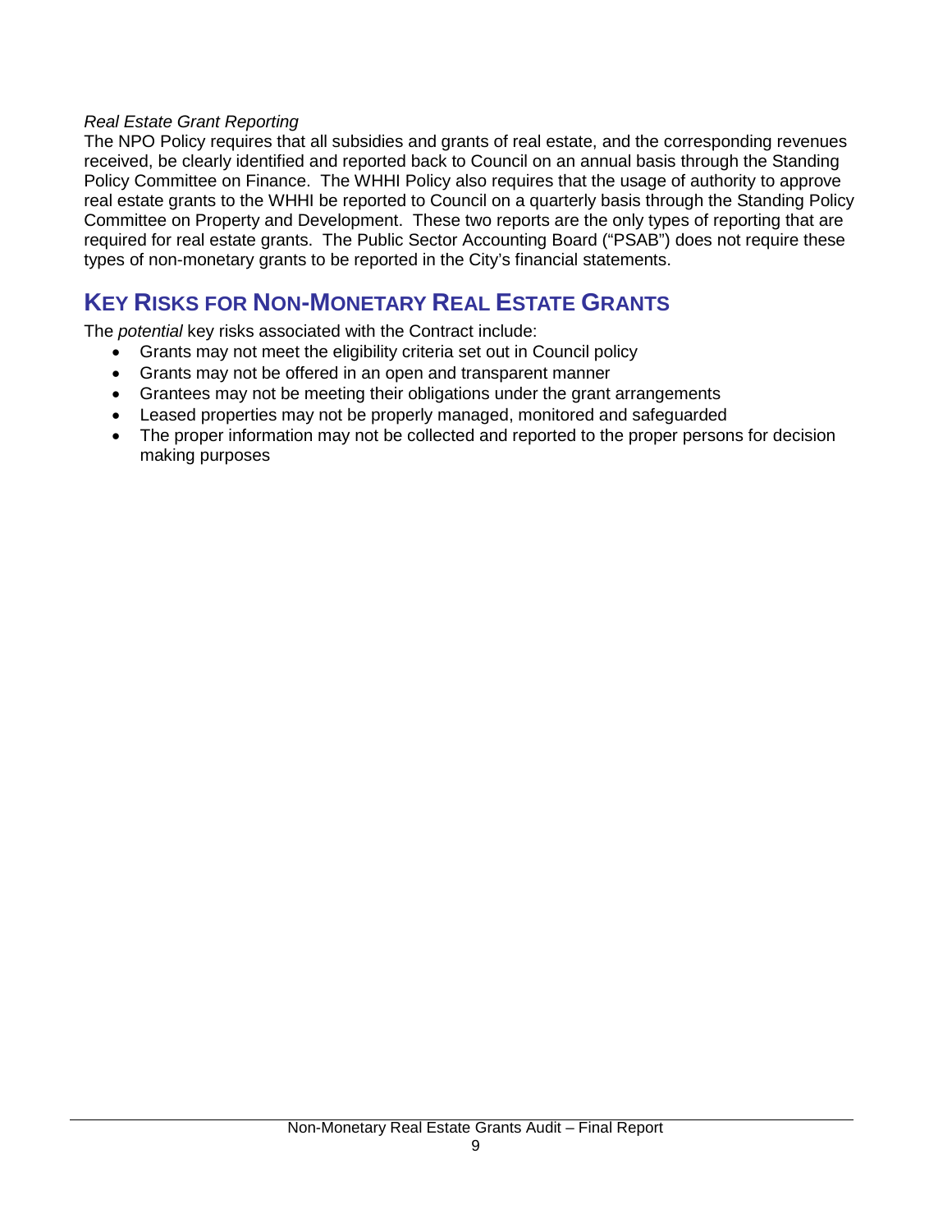*Real Estate Grant Reporting*

The NPO Policy requires that all subsidies and grants of real estate, and the corresponding revenues received, be clearly identified and reported back to Council on an annual basis through the Standing Policy Committee on Finance. The WHHI Policy also requires that the usage of authority to approve real estate grants to the WHHI be reported to Council on a quarterly basis through the Standing Policy Committee on Property and Development. These two reports are the only types of reporting that are required for real estate grants. The Public Sector Accounting Board ("PSAB") does not require these types of non-monetary grants to be reported in the City's financial statements.

## KEY RISKS FOR NON-MONETARY REAL ESTATE GRANTS

The *potential* key risks associated with the Contract include:

- Grants may not meet the eligibility criteria set out in Council policy
- Grants may not be offered in an open and transparent manner
- Grantees may not be meeting their obligations under the grant arrangements
- Leased properties may not be properly managed, monitored and safeguarded
- The proper information may not be collected and reported to the proper persons for decision making purposes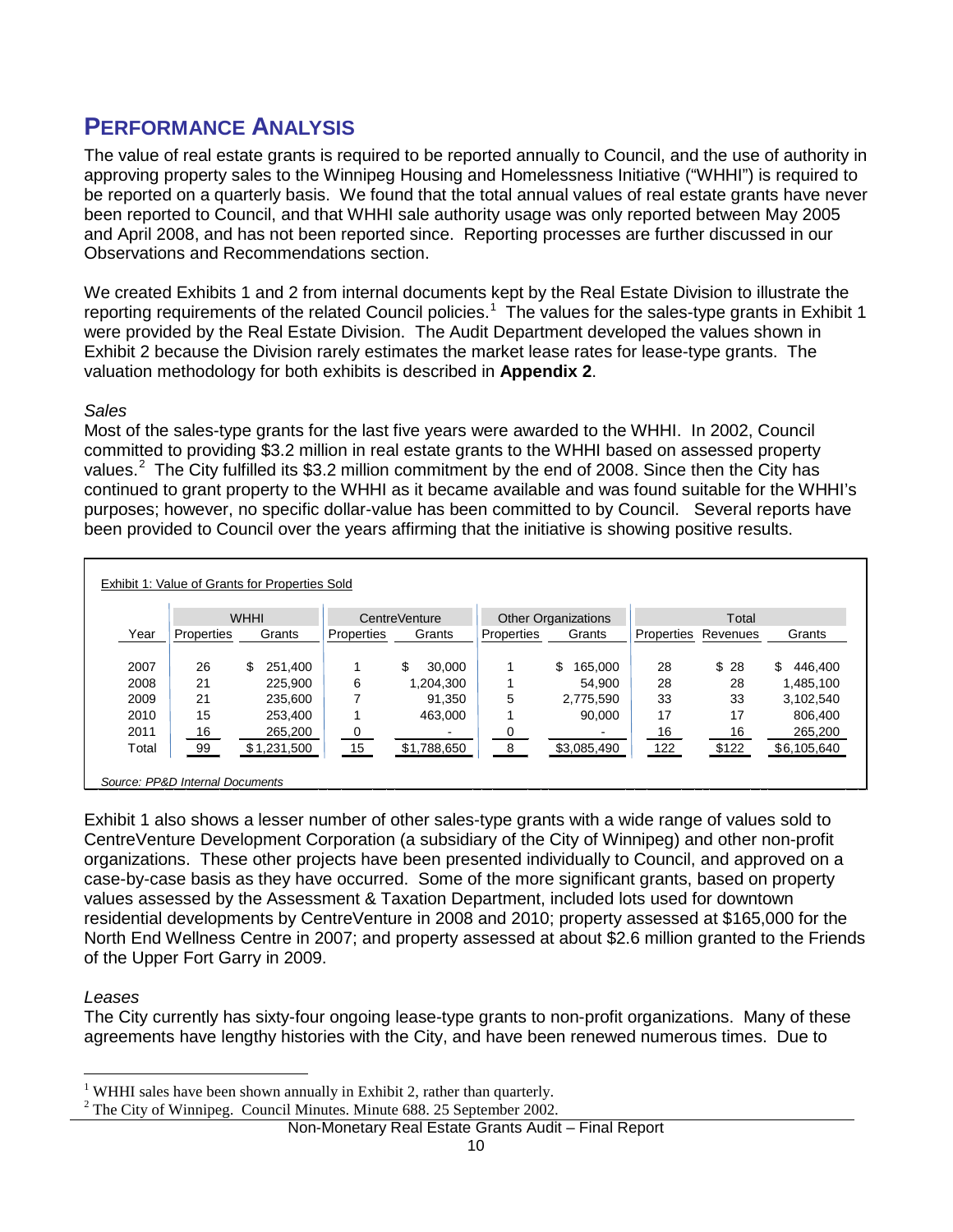## PERFORMANCE ANALYSIS

The value of real estate grants is required to be reported annually to Council, and the use of authority in approving property sales to the Winnipeg Housing and Homelessness Initiative ("WHHI") is required to be reported on a quarterly basis. We found that the total annual values of real estate grants have never been reported to Council, and that WHHI sale authority usage was only reported between May 2005 and April 2008, and has not been reported since. Reporting processes are further discussed in our Observations and Recommendations section.

We created Exhibits 1 and 2 from internal documents kept by the Real Estate Division to illustrate the reporting requirements of the related Council policies.[1] The values for the sales-type grants in Exhibit 1 were provided by the Real Estate Division. The Audit Department developed the values shown in Exhibit 2 because the Division rarely estimates the market lease rates for lease-type grants. The valuation methodology for both exhibits is described in **Appendix 2**.

*Sales*

Most of the sales-type grants for the last five years were awarded to the WHHI. In 2002, Council committed to providing $3.2 million in real estate grants to the WHHI based on assessed property values.[2] The City fulfilled its $3.2 million commitment by the end of 2008. Since then the City has continued to grant property to the WHHI as it became available and was found suitable for the WHHI's purposes; however, no specific dollar-value has been committed to by Council. Several reports have been provided to Council over the years affirming that the initiative is showing positive results.

Exhibit 1: Value of Grants for Properties Sold

| | WHHI | | CentreVenture | | Other Organizations | | Total | | |
|---|---|---|---|---|---|---|---|---|---|
| Year | Properties | Grants | Properties | Grants | Properties | Grants | Properties | Revenues | Grants |
| 2007 | 26 | $ 251,400 | 1 | $ 30,000 | 1 | $ 165,000 | 28 | $ 28 | $ 446,400 |
| 2008 | 21 | 225,900 | 6 | 1,204,300 | 1 | 54,900 | 28 | 28 | 1,485,100 |
| 2009 | 21 | 235,600 | 7 | 91,350 | 5 | 2,775,590 | 33 | 33 | 3,102,540 |
| 2010 | 15 | 253,400 | 1 | 463,000 | 1 | 90,000 | 17 | 17 | 806,400 |
| 2011 | 16 | 265,200 | 0 | - | 0 | - | 16 | 16 | 265,200 |
| Total | 99 | $1,231,500 | 15 | $1,788,650 | 8 | $3,085,490 | 122 | $122 | $6,105,640 |

*Source: PP&D Internal Documents*

Exhibit 1 also shows a lesser number of other sales-type grants with a wide range of values sold to CentreVenture Development Corporation (a subsidiary of the City of Winnipeg) and other non-profit organizations. These other projects have been presented individually to Council, and approved on a case-by-case basis as they have occurred. Some of the more significant grants, based on property values assessed by the Assessment & Taxation Department, included lots used for downtown residential developments by CentreVenture in 2008 and 2010; property assessed at $165,000 for the North End Wellness Centre in 2007; and property assessed at about $2.6 million granted to the Friends of the Upper Fort Garry in 2009.

*Leases*

The City currently has sixty-four ongoing lease-type grants to non-profit organizations. Many of these agreements have lengthy histories with the City, and have been renewed numerous times. Due to

[1] WHHI sales have been shown annually in Exhibit 2, rather than quarterly.

[2] The City of Winnipeg. Council Minutes. Minute 688. 25 September 2002.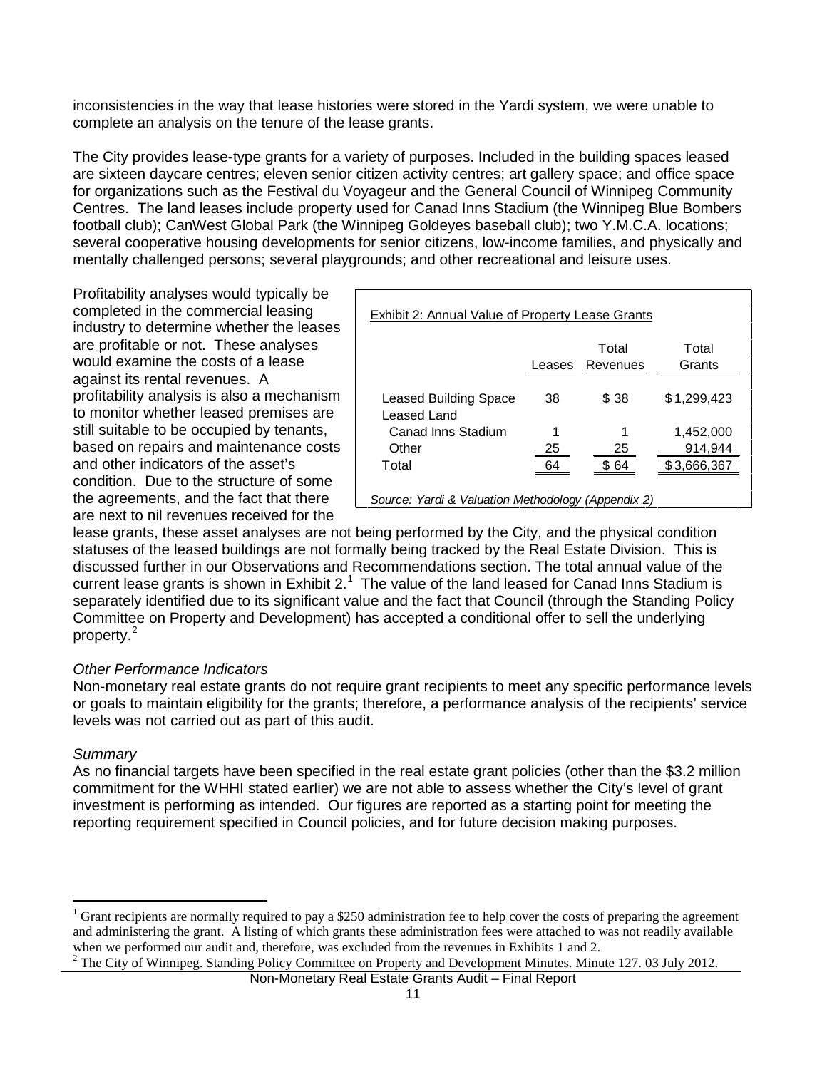inconsistencies in the way that lease histories were stored in the Yardi system, we were unable to complete an analysis on the tenure of the lease grants.

The City provides lease-type grants for a variety of purposes. Included in the building spaces leased are sixteen daycare centres; eleven senior citizen activity centres; art gallery space; and office space for organizations such as the Festival du Voyageur and the General Council of Winnipeg Community Centres. The land leases include property used for Canad Inns Stadium (the Winnipeg Blue Bombers football club); CanWest Global Park (the Winnipeg Goldeyes baseball club); two Y.M.C.A. locations; several cooperative housing developments for senior citizens, low-income families, and physically and mentally challenged persons; several playgrounds; and other recreational and leisure uses.

Profitability analyses would typically be completed in the commercial leasing industry to determine whether the leases are profitable or not. These analyses would examine the costs of a lease against its rental revenues. A profitability analysis is also a mechanism to monitor whether leased premises are still suitable to be occupied by tenants, based on repairs and maintenance costs and other indicators of the asset's condition. Due to the structure of some the agreements, and the fact that there are next to nil revenues received for the lease grants, these asset analyses are not being performed by the City, and the physical condition statuses of the leased buildings are not formally being tracked by the Real Estate Division. This is discussed further in our Observations and Recommendations section. The total annual value of the current lease grants is shown in Exhibit 2.[1] The value of the land leased for Canad Inns Stadium is separately identified due to its significant value and the fact that Council (through the Standing Policy Committee on Property and Development) has accepted a conditional offer to sell the underlying property.[2]

Exhibit 2: Annual Value of Property Lease Grants

| | Leases | Total Revenues | Total Grants |
|---|---|---|---|
| Leased Building Space | 38 | $ 38 | $ 1,299,423 |
| Leased Land | | | |
| Canad Inns Stadium | 1 | 1 | 1,452,000 |
| Other | 25 | 25 | 914,944 |
| Total | 64 | $ 64 | $ 3,666,367 |

*Source: Yardi & Valuation Methodology (Appendix 2)*

*Other Performance Indicators*

Non-monetary real estate grants do not require grant recipients to meet any specific performance levels or goals to maintain eligibility for the grants; therefore, a performance analysis of the recipients' service levels was not carried out as part of this audit.

*Summary*

As no financial targets have been specified in the real estate grant policies (other than the $3.2 million commitment for the WHHI stated earlier) we are not able to assess whether the City's level of grant investment is performing as intended. Our figures are reported as a starting point for meeting the reporting requirement specified in Council policies, and for future decision making purposes.

---

[1] Grant recipients are normally required to pay a $250 administration fee to help cover the costs of preparing the agreement and administering the grant. A listing of which grants these administration fees were attached to was not readily available when we performed our audit and, therefore, was excluded from the revenues in Exhibits 1 and 2.

[2] The City of Winnipeg. Standing Policy Committee on Property and Development Minutes. Minute 127. 03 July 2012.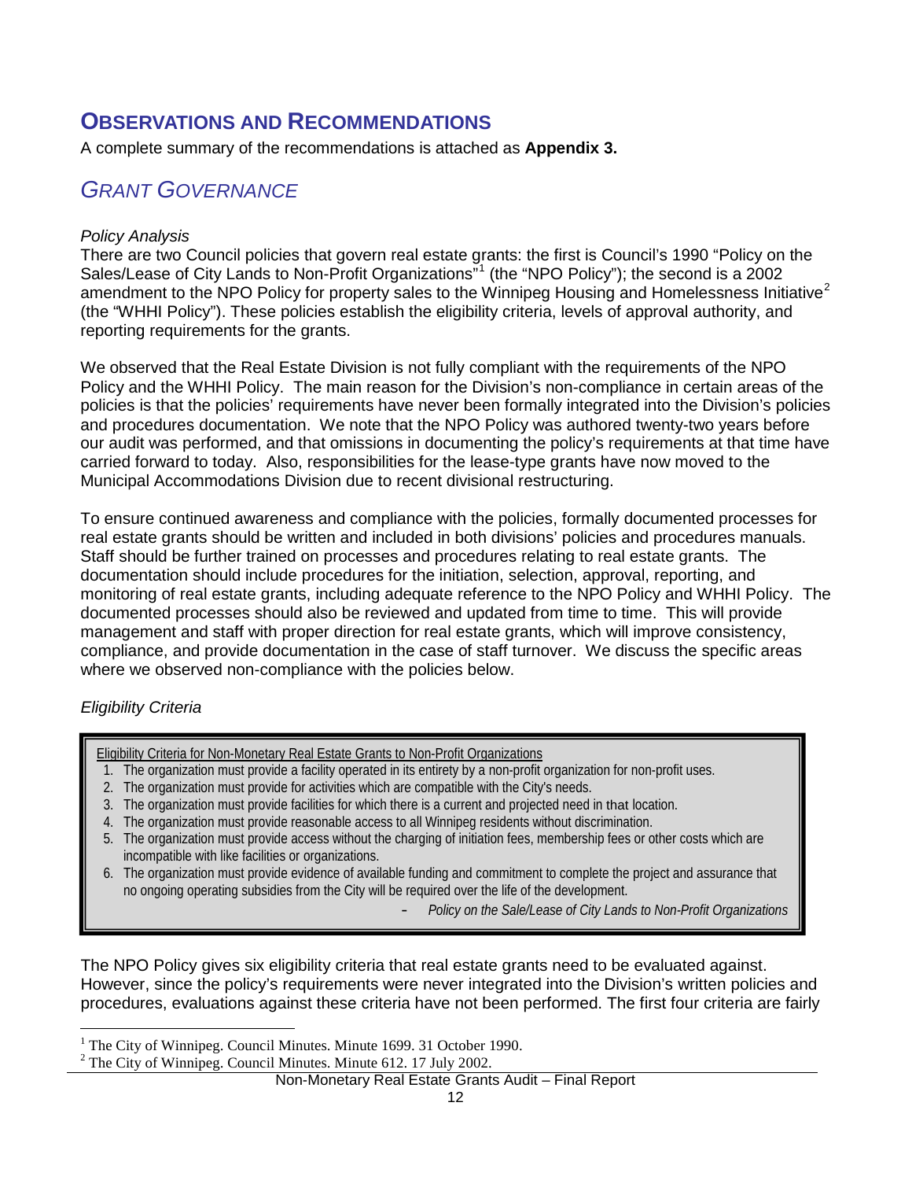## Observations and Recommendations

A complete summary of the recommendations is attached as **Appendix 3.**

### *Grant Governance*

*Policy Analysis*

There are two Council policies that govern real estate grants: the first is Council's 1990 "Policy on the Sales/Lease of City Lands to Non-Profit Organizations"[1] (the "NPO Policy"); the second is a 2002 amendment to the NPO Policy for property sales to the Winnipeg Housing and Homelessness Initiative[2] (the "WHHI Policy"). These policies establish the eligibility criteria, levels of approval authority, and reporting requirements for the grants.

We observed that the Real Estate Division is not fully compliant with the requirements of the NPO Policy and the WHHI Policy. The main reason for the Division's non-compliance in certain areas of the policies is that the policies' requirements have never been formally integrated into the Division's policies and procedures documentation. We note that the NPO Policy was authored twenty-two years before our audit was performed, and that omissions in documenting the policy's requirements at that time have carried forward to today. Also, responsibilities for the lease-type grants have now moved to the Municipal Accommodations Division due to recent divisional restructuring.

To ensure continued awareness and compliance with the policies, formally documented processes for real estate grants should be written and included in both divisions' policies and procedures manuals. Staff should be further trained on processes and procedures relating to real estate grants. The documentation should include procedures for the initiation, selection, approval, reporting, and monitoring of real estate grants, including adequate reference to the NPO Policy and WHHI Policy. The documented processes should also be reviewed and updated from time to time. This will provide management and staff with proper direction for real estate grants, which will improve consistency, compliance, and provide documentation in the case of staff turnover. We discuss the specific areas where we observed non-compliance with the policies below.

*Eligibility Criteria*

> Eligibility Criteria for Non-Monetary Real Estate Grants to Non-Profit Organizations
>
> 1. The organization must provide a facility operated in its entirety by a non-profit organization for non-profit uses.
> 2. The organization must provide for activities which are compatible with the City's needs.
> 3. The organization must provide facilities for which there is a current and projected need in that location.
> 4. The organization must provide reasonable access to all Winnipeg residents without discrimination.
> 5. The organization must provide access without the charging of initiation fees, membership fees or other costs which are incompatible with like facilities or organizations.
> 6. The organization must provide evidence of available funding and commitment to complete the project and assurance that no ongoing operating subsidies from the City will be required over the life of the development.
>
> \- *Policy on the Sale/Lease of City Lands to Non-Profit Organizations*

The NPO Policy gives six eligibility criteria that real estate grants need to be evaluated against. However, since the policy's requirements were never integrated into the Division's written policies and procedures, evaluations against these criteria have not been performed. The first four criteria are fairly

[1] The City of Winnipeg. Council Minutes. Minute 1699. 31 October 1990.

[2] The City of Winnipeg. Council Minutes. Minute 612. 17 July 2002.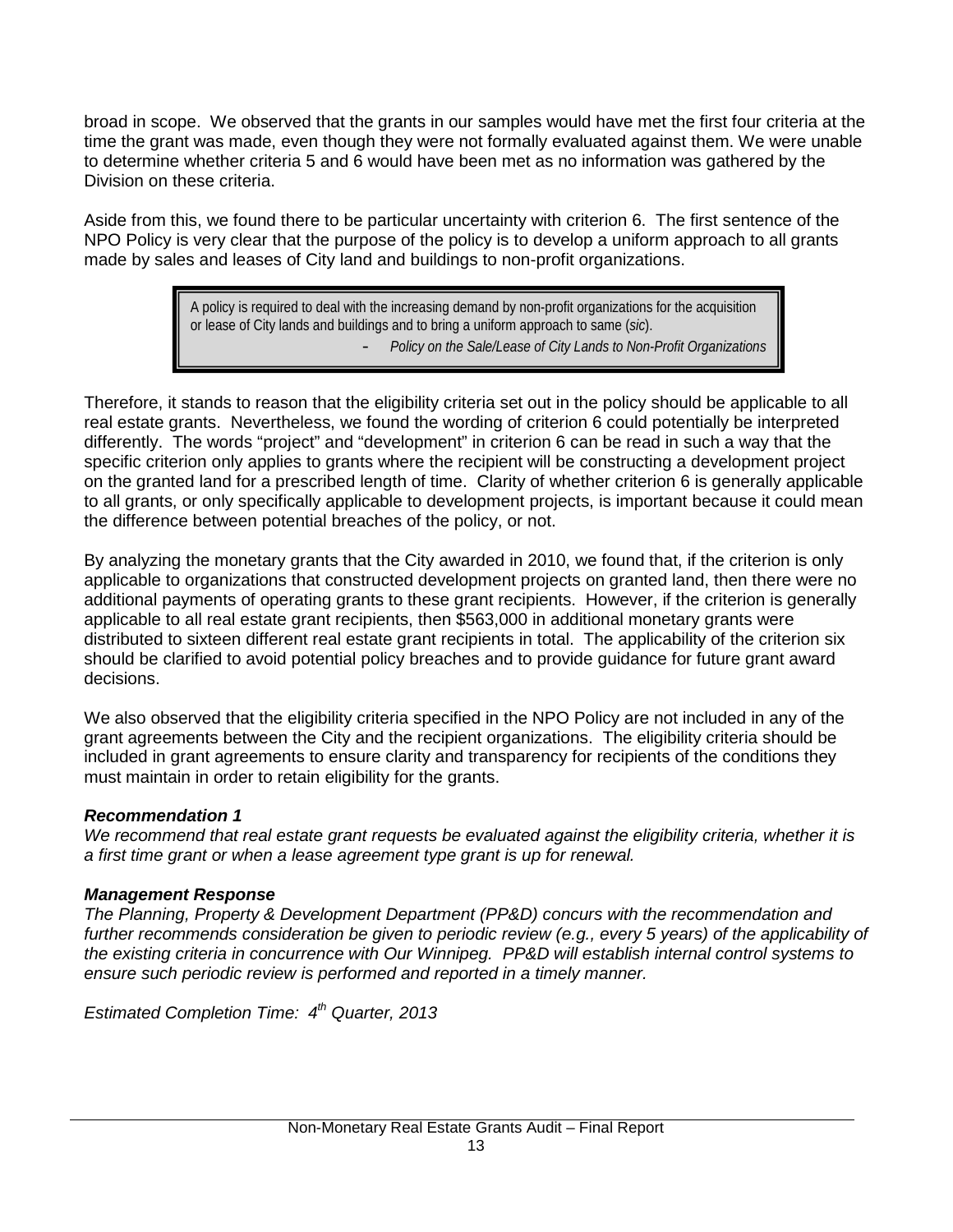broad in scope. We observed that the grants in our samples would have met the first four criteria at the time the grant was made, even though they were not formally evaluated against them. We were unable to determine whether criteria 5 and 6 would have been met as no information was gathered by the Division on these criteria.

Aside from this, we found there to be particular uncertainty with criterion 6. The first sentence of the NPO Policy is very clear that the purpose of the policy is to develop a uniform approach to all grants made by sales and leases of City land and buildings to non-profit organizations.

> A policy is required to deal with the increasing demand by non-profit organizations for the acquisition or lease of City lands and buildings and to bring a uniform approach to same (*sic*).
>
> - *Policy on the Sale/Lease of City Lands to Non-Profit Organizations*

Therefore, it stands to reason that the eligibility criteria set out in the policy should be applicable to all real estate grants. Nevertheless, we found the wording of criterion 6 could potentially be interpreted differently. The words "project" and "development" in criterion 6 can be read in such a way that the specific criterion only applies to grants where the recipient will be constructing a development project on the granted land for a prescribed length of time. Clarity of whether criterion 6 is generally applicable to all grants, or only specifically applicable to development projects, is important because it could mean the difference between potential breaches of the policy, or not.

By analyzing the monetary grants that the City awarded in 2010, we found that, if the criterion is only applicable to organizations that constructed development projects on granted land, then there were no additional payments of operating grants to these grant recipients. However, if the criterion is generally applicable to all real estate grant recipients, then $563,000 in additional monetary grants were distributed to sixteen different real estate grant recipients in total. The applicability of the criterion six should be clarified to avoid potential policy breaches and to provide guidance for future grant award decisions.

We also observed that the eligibility criteria specified in the NPO Policy are not included in any of the grant agreements between the City and the recipient organizations. The eligibility criteria should be included in grant agreements to ensure clarity and transparency for recipients of the conditions they must maintain in order to retain eligibility for the grants.

***Recommendation 1***

*We recommend that real estate grant requests be evaluated against the eligibility criteria, whether it is a first time grant or when a lease agreement type grant is up for renewal.*

***Management Response***

*The Planning, Property & Development Department (PP&D) concurs with the recommendation and further recommends consideration be given to periodic review (e.g., every 5 years) of the applicability of the existing criteria in concurrence with Our Winnipeg. PP&D will establish internal control systems to ensure such periodic review is performed and reported in a timely manner.*

*Estimated Completion Time: 4th Quarter, 2013*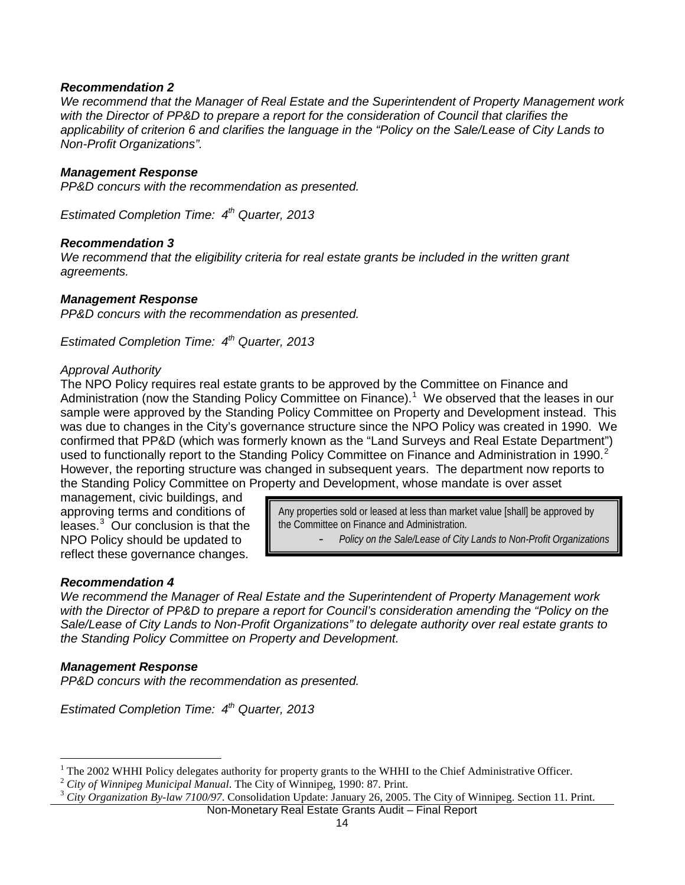***Recommendation 2***

*We recommend that the Manager of Real Estate and the Superintendent of Property Management work with the Director of PP&D to prepare a report for the consideration of Council that clarifies the applicability of criterion 6 and clarifies the language in the "Policy on the Sale/Lease of City Lands to Non-Profit Organizations".*

***Management Response***

*PP&D concurs with the recommendation as presented.*

*Estimated Completion Time: 4th Quarter, 2013*

***Recommendation 3***

*We recommend that the eligibility criteria for real estate grants be included in the written grant agreements.*

***Management Response***

*PP&D concurs with the recommendation as presented.*

*Estimated Completion Time: 4th Quarter, 2013*

*Approval Authority*

The NPO Policy requires real estate grants to be approved by the Committee on Finance and Administration (now the Standing Policy Committee on Finance).[1] We observed that the leases in our sample were approved by the Standing Policy Committee on Property and Development instead. This was due to changes in the City's governance structure since the NPO Policy was created in 1990. We confirmed that PP&D (which was formerly known as the "Land Surveys and Real Estate Department") used to functionally report to the Standing Policy Committee on Finance and Administration in 1990.[2] However, the reporting structure was changed in subsequent years. The department now reports to the Standing Policy Committee on Property and Development, whose mandate is over asset management, civic buildings, and approving terms and conditions of leases.[3] Our conclusion is that the NPO Policy should be updated to reflect these governance changes.

> Any properties sold or leased at less than market value [shall] be approved by the Committee on Finance and Administration.
>
> - *Policy on the Sale/Lease of City Lands to Non-Profit Organizations*

***Recommendation 4***

*We recommend the Manager of Real Estate and the Superintendent of Property Management work with the Director of PP&D to prepare a report for Council's consideration amending the "Policy on the Sale/Lease of City Lands to Non-Profit Organizations" to delegate authority over real estate grants to the Standing Policy Committee on Property and Development.*

***Management Response***

*PP&D concurs with the recommendation as presented.*

*Estimated Completion Time: 4th Quarter, 2013*

---

[1] The 2002 WHHI Policy delegates authority for property grants to the WHHI to the Chief Administrative Officer.

[2] *City of Winnipeg Municipal Manual*. The City of Winnipeg, 1990: 87. Print.

[3] *City Organization By-law 7100/97*. Consolidation Update: January 26, 2005. The City of Winnipeg. Section 11. Print.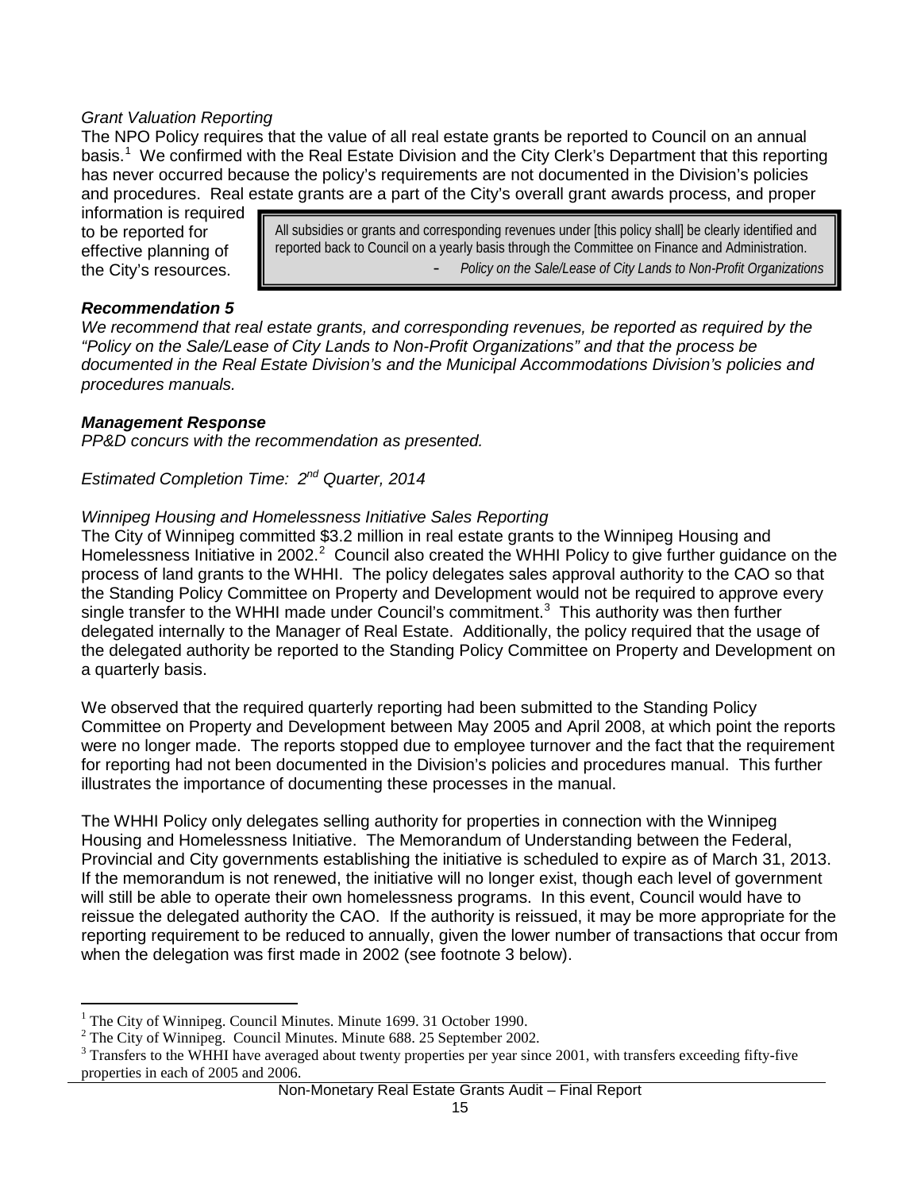*Grant Valuation Reporting*

The NPO Policy requires that the value of all real estate grants be reported to Council on an annual basis.[1] We confirmed with the Real Estate Division and the City Clerk's Department that this reporting has never occurred because the policy's requirements are not documented in the Division's policies and procedures. Real estate grants are a part of the City's overall grant awards process, and proper information is required to be reported for effective planning of the City's resources.

> All subsidies or grants and corresponding revenues under [this policy shall] be clearly identified and reported back to Council on a yearly basis through the Committee on Finance and Administration.
>
> - *Policy on the Sale/Lease of City Lands to Non-Profit Organizations*

***Recommendation 5***

*We recommend that real estate grants, and corresponding revenues, be reported as required by the "Policy on the Sale/Lease of City Lands to Non-Profit Organizations" and that the process be documented in the Real Estate Division's and the Municipal Accommodations Division's policies and procedures manuals.*

***Management Response***

*PP&D concurs with the recommendation as presented.*

*Estimated Completion Time: 2nd Quarter, 2014*

*Winnipeg Housing and Homelessness Initiative Sales Reporting*

The City of Winnipeg committed \$3.2 million in real estate grants to the Winnipeg Housing and Homelessness Initiative in 2002.[2] Council also created the WHHI Policy to give further guidance on the process of land grants to the WHHI. The policy delegates sales approval authority to the CAO so that the Standing Policy Committee on Property and Development would not be required to approve every single transfer to the WHHI made under Council's commitment.[3] This authority was then further delegated internally to the Manager of Real Estate. Additionally, the policy required that the usage of the delegated authority be reported to the Standing Policy Committee on Property and Development on a quarterly basis.

We observed that the required quarterly reporting had been submitted to the Standing Policy Committee on Property and Development between May 2005 and April 2008, at which point the reports were no longer made. The reports stopped due to employee turnover and the fact that the requirement for reporting had not been documented in the Division's policies and procedures manual. This further illustrates the importance of documenting these processes in the manual.

The WHHI Policy only delegates selling authority for properties in connection with the Winnipeg Housing and Homelessness Initiative. The Memorandum of Understanding between the Federal, Provincial and City governments establishing the initiative is scheduled to expire as of March 31, 2013. If the memorandum is not renewed, the initiative will no longer exist, though each level of government will still be able to operate their own homelessness programs. In this event, Council would have to reissue the delegated authority the CAO. If the authority is reissued, it may be more appropriate for the reporting requirement to be reduced to annually, given the lower number of transactions that occur from when the delegation was first made in 2002 (see footnote 3 below).

---

[1] The City of Winnipeg. Council Minutes. Minute 1699. 31 October 1990.

[2] The City of Winnipeg. Council Minutes. Minute 688. 25 September 2002.

[3] Transfers to the WHHI have averaged about twenty properties per year since 2001, with transfers exceeding fifty-five properties in each of 2005 and 2006.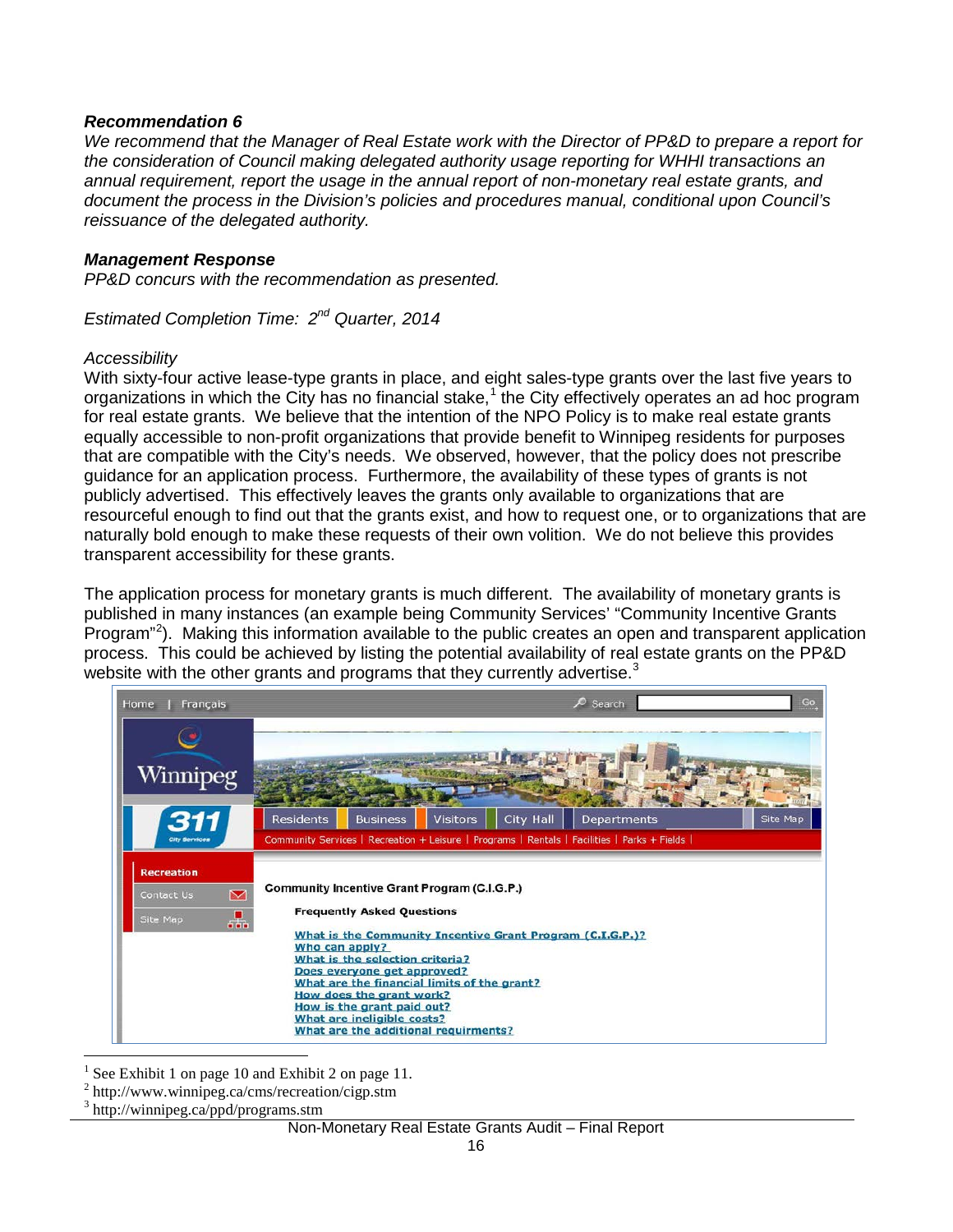***Recommendation 6***

*We recommend that the Manager of Real Estate work with the Director of PP&D to prepare a report for the consideration of Council making delegated authority usage reporting for WHHI transactions an annual requirement, report the usage in the annual report of non-monetary real estate grants, and document the process in the Division's policies and procedures manual, conditional upon Council's reissuance of the delegated authority.*

***Management Response***

*PP&D concurs with the recommendation as presented.*

*Estimated Completion Time: 2nd Quarter, 2014*

*Accessibility*

With sixty-four active lease-type grants in place, and eight sales-type grants over the last five years to organizations in which the City has no financial stake,[1] the City effectively operates an ad hoc program for real estate grants. We believe that the intention of the NPO Policy is to make real estate grants equally accessible to non-profit organizations that provide benefit to Winnipeg residents for purposes that are compatible with the City's needs. We observed, however, that the policy does not prescribe guidance for an application process. Furthermore, the availability of these types of grants is not publicly advertised. This effectively leaves the grants only available to organizations that are resourceful enough to find out that the grants exist, and how to request one, or to organizations that are naturally bold enough to make these requests of their own volition. We do not believe this provides transparent accessibility for these grants.

The application process for monetary grants is much different. The availability of monetary grants is published in many instances (an example being Community Services' "Community Incentive Grants Program"[2]). Making this information available to the public creates an open and transparent application process. This could be achieved by listing the potential availability of real estate grants on the PP&D website with the other grants and programs that they currently advertise.[3]

---

[1] See Exhibit 1 on page 10 and Exhibit 2 on page 11.

[2] http://www.winnipeg.ca/cms/recreation/cigp.stm

[3] http://winnipeg.ca/ppd/programs.stm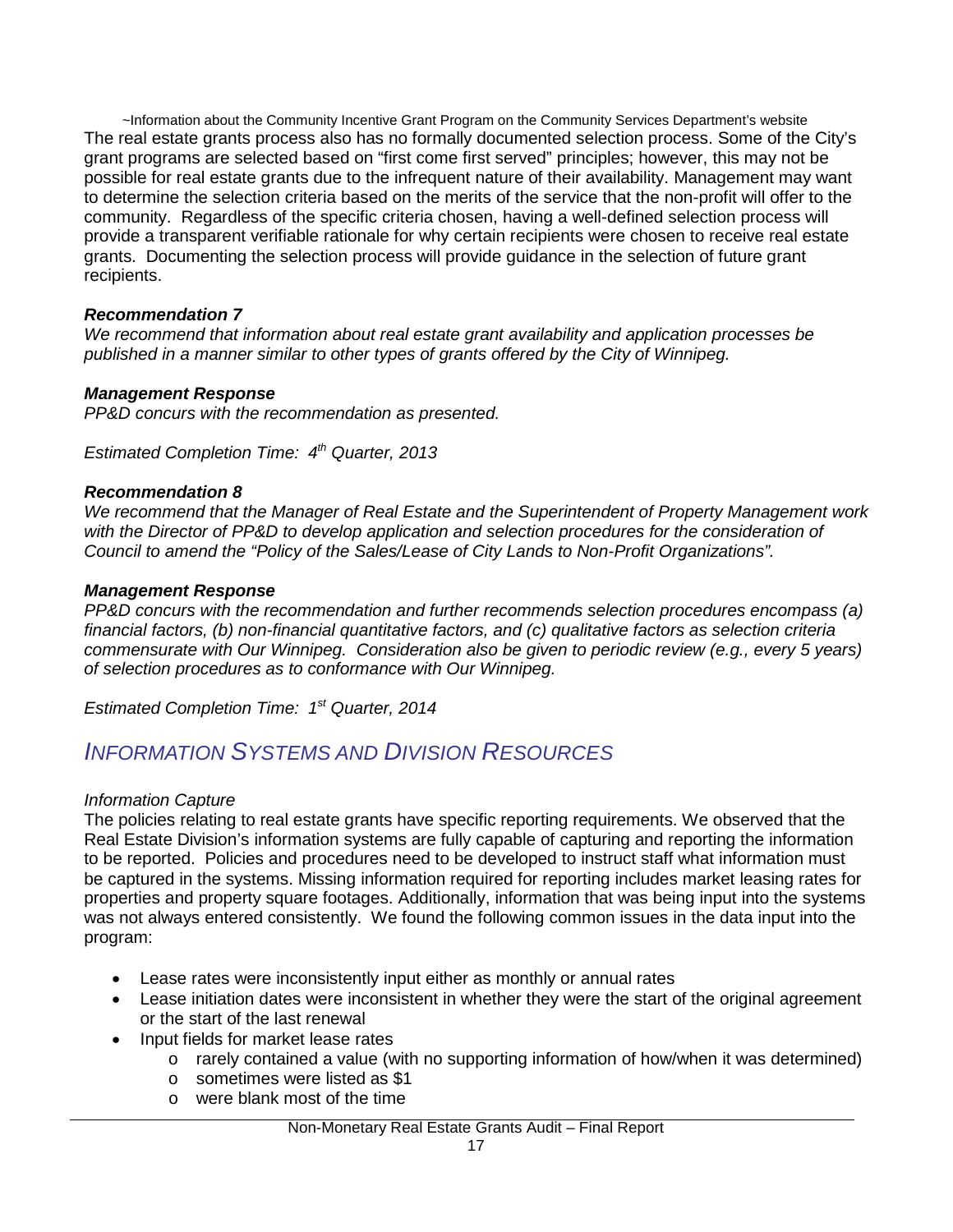~Information about the Community Incentive Grant Program on the Community Services Department's website

The real estate grants process also has no formally documented selection process. Some of the City's grant programs are selected based on "first come first served" principles; however, this may not be possible for real estate grants due to the infrequent nature of their availability. Management may want to determine the selection criteria based on the merits of the service that the non-profit will offer to the community. Regardless of the specific criteria chosen, having a well-defined selection process will provide a transparent verifiable rationale for why certain recipients were chosen to receive real estate grants. Documenting the selection process will provide guidance in the selection of future grant recipients.

***Recommendation 7***

*We recommend that information about real estate grant availability and application processes be published in a manner similar to other types of grants offered by the City of Winnipeg.*

***Management Response***

*PP&D concurs with the recommendation as presented.*

*Estimated Completion Time: 4th Quarter, 2013*

***Recommendation 8***

*We recommend that the Manager of Real Estate and the Superintendent of Property Management work with the Director of PP&D to develop application and selection procedures for the consideration of Council to amend the "Policy of the Sales/Lease of City Lands to Non-Profit Organizations".*

***Management Response***

*PP&D concurs with the recommendation and further recommends selection procedures encompass (a) financial factors, (b) non-financial quantitative factors, and (c) qualitative factors as selection criteria commensurate with Our Winnipeg. Consideration also be given to periodic review (e.g., every 5 years) of selection procedures as to conformance with Our Winnipeg.*

*Estimated Completion Time: 1st Quarter, 2014*

## *INFORMATION SYSTEMS AND DIVISION RESOURCES*

*Information Capture*

The policies relating to real estate grants have specific reporting requirements. We observed that the Real Estate Division's information systems are fully capable of capturing and reporting the information to be reported. Policies and procedures need to be developed to instruct staff what information must be captured in the systems. Missing information required for reporting includes market leasing rates for properties and property square footages. Additionally, information that was being input into the systems was not always entered consistently. We found the following common issues in the data input into the program:

- Lease rates were inconsistently input either as monthly or annual rates
- Lease initiation dates were inconsistent in whether they were the start of the original agreement or the start of the last renewal
- Input fields for market lease rates
  - rarely contained a value (with no supporting information of how/when it was determined)
  - sometimes were listed as $1
  - were blank most of the time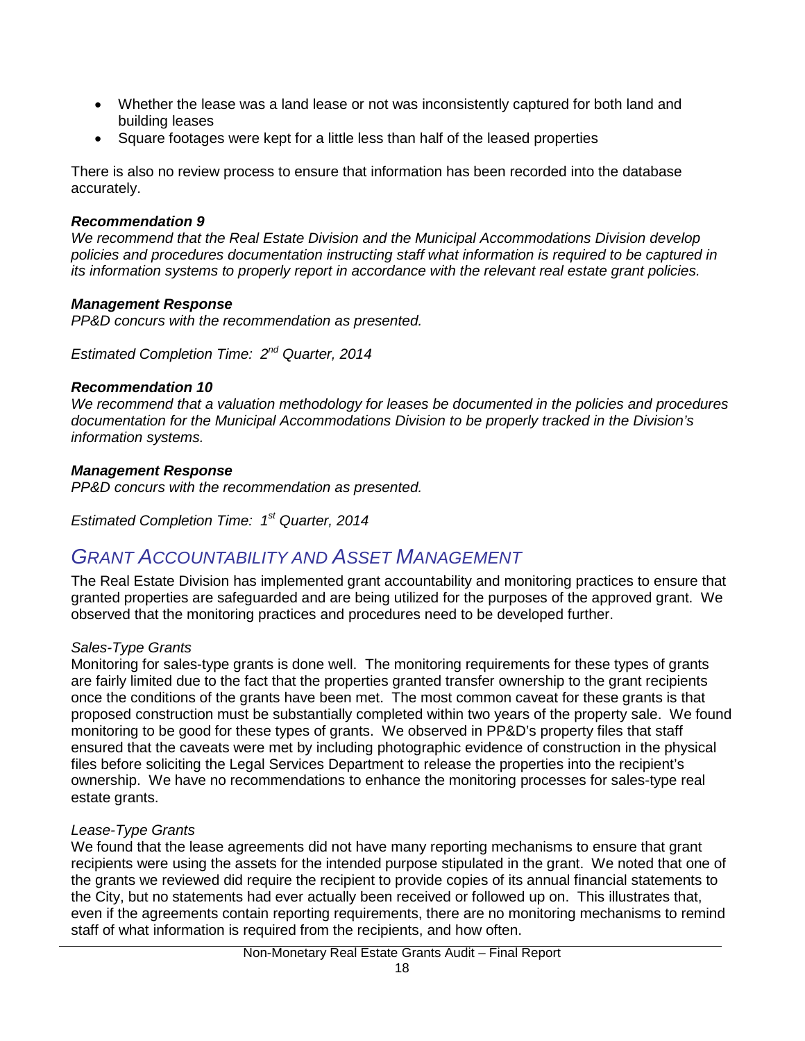- Whether the lease was a land lease or not was inconsistently captured for both land and building leases
- Square footages were kept for a little less than half of the leased properties

There is also no review process to ensure that information has been recorded into the database accurately.

***Recommendation 9***
*We recommend that the Real Estate Division and the Municipal Accommodations Division develop policies and procedures documentation instructing staff what information is required to be captured in its information systems to properly report in accordance with the relevant real estate grant policies.*

***Management Response***
*PP&D concurs with the recommendation as presented.*

*Estimated Completion Time: 2nd Quarter, 2014*

***Recommendation 10***
*We recommend that a valuation methodology for leases be documented in the policies and procedures documentation for the Municipal Accommodations Division to be properly tracked in the Division's information systems.*

***Management Response***
*PP&D concurs with the recommendation as presented.*

*Estimated Completion Time: 1st Quarter, 2014*

## *Grant Accountability and Asset Management*

The Real Estate Division has implemented grant accountability and monitoring practices to ensure that granted properties are safeguarded and are being utilized for the purposes of the approved grant. We observed that the monitoring practices and procedures need to be developed further.

*Sales-Type Grants*
Monitoring for sales-type grants is done well. The monitoring requirements for these types of grants are fairly limited due to the fact that the properties granted transfer ownership to the grant recipients once the conditions of the grants have been met. The most common caveat for these grants is that proposed construction must be substantially completed within two years of the property sale. We found monitoring to be good for these types of grants. We observed in PP&D's property files that staff ensured that the caveats were met by including photographic evidence of construction in the physical files before soliciting the Legal Services Department to release the properties into the recipient's ownership. We have no recommendations to enhance the monitoring processes for sales-type real estate grants.

*Lease-Type Grants*
We found that the lease agreements did not have many reporting mechanisms to ensure that grant recipients were using the assets for the intended purpose stipulated in the grant. We noted that one of the grants we reviewed did require the recipient to provide copies of its annual financial statements to the City, but no statements had ever actually been received or followed up on. This illustrates that, even if the agreements contain reporting requirements, there are no monitoring mechanisms to remind staff of what information is required from the recipients, and how often.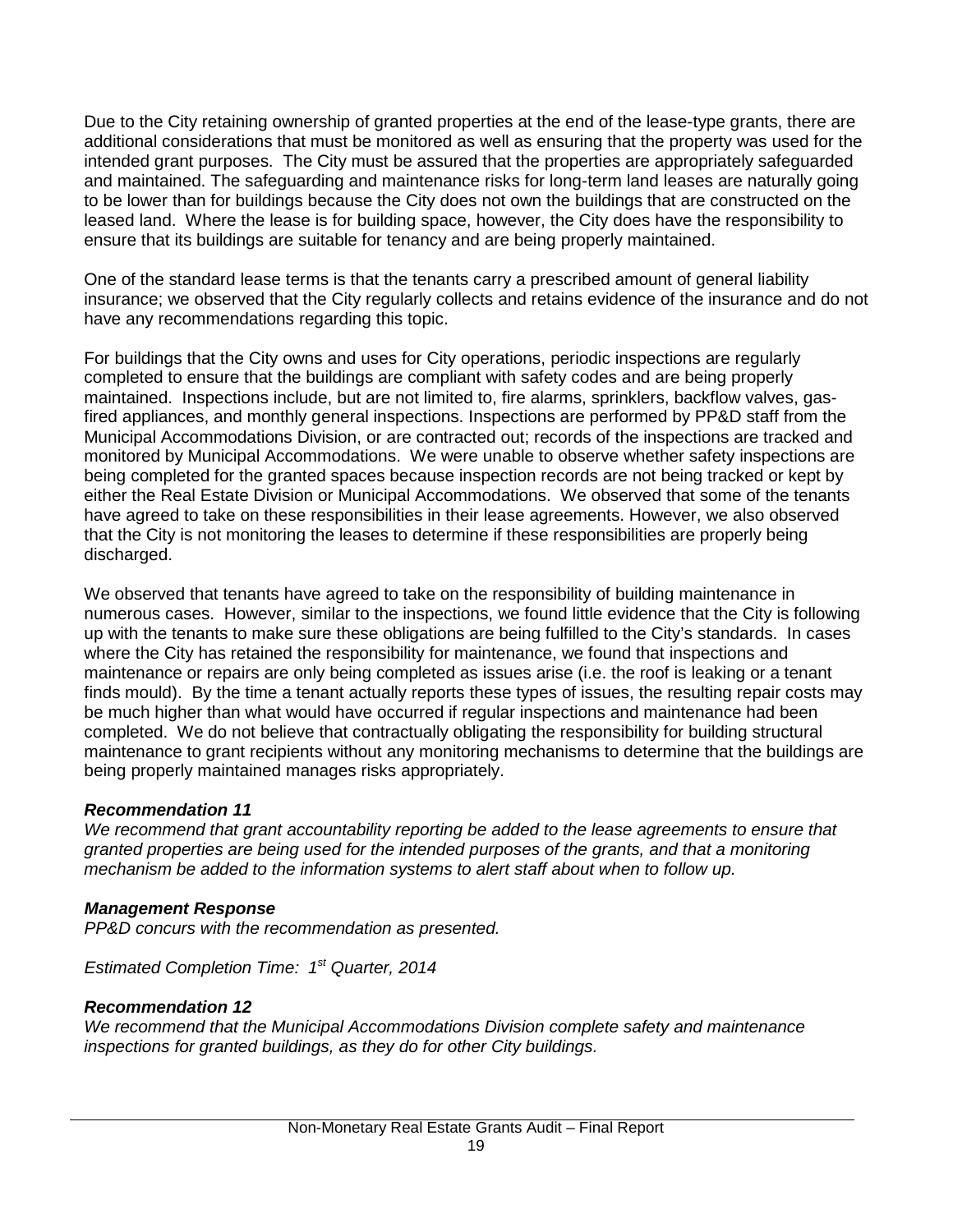Due to the City retaining ownership of granted properties at the end of the lease-type grants, there are additional considerations that must be monitored as well as ensuring that the property was used for the intended grant purposes. The City must be assured that the properties are appropriately safeguarded and maintained. The safeguarding and maintenance risks for long-term land leases are naturally going to be lower than for buildings because the City does not own the buildings that are constructed on the leased land. Where the lease is for building space, however, the City does have the responsibility to ensure that its buildings are suitable for tenancy and are being properly maintained.

One of the standard lease terms is that the tenants carry a prescribed amount of general liability insurance; we observed that the City regularly collects and retains evidence of the insurance and do not have any recommendations regarding this topic.

For buildings that the City owns and uses for City operations, periodic inspections are regularly completed to ensure that the buildings are compliant with safety codes and are being properly maintained. Inspections include, but are not limited to, fire alarms, sprinklers, backflow valves, gas-fired appliances, and monthly general inspections. Inspections are performed by PP&D staff from the Municipal Accommodations Division, or are contracted out; records of the inspections are tracked and monitored by Municipal Accommodations. We were unable to observe whether safety inspections are being completed for the granted spaces because inspection records are not being tracked or kept by either the Real Estate Division or Municipal Accommodations. We observed that some of the tenants have agreed to take on these responsibilities in their lease agreements. However, we also observed that the City is not monitoring the leases to determine if these responsibilities are properly being discharged.

We observed that tenants have agreed to take on the responsibility of building maintenance in numerous cases. However, similar to the inspections, we found little evidence that the City is following up with the tenants to make sure these obligations are being fulfilled to the City's standards. In cases where the City has retained the responsibility for maintenance, we found that inspections and maintenance or repairs are only being completed as issues arise (i.e. the roof is leaking or a tenant finds mould). By the time a tenant actually reports these types of issues, the resulting repair costs may be much higher than what would have occurred if regular inspections and maintenance had been completed. We do not believe that contractually obligating the responsibility for building structural maintenance to grant recipients without any monitoring mechanisms to determine that the buildings are being properly maintained manages risks appropriately.

***Recommendation 11***

*We recommend that grant accountability reporting be added to the lease agreements to ensure that granted properties are being used for the intended purposes of the grants, and that a monitoring mechanism be added to the information systems to alert staff about when to follow up.*

***Management Response***

*PP&D concurs with the recommendation as presented.*

*Estimated Completion Time: 1st Quarter, 2014*

***Recommendation 12***

*We recommend that the Municipal Accommodations Division complete safety and maintenance inspections for granted buildings, as they do for other City buildings.*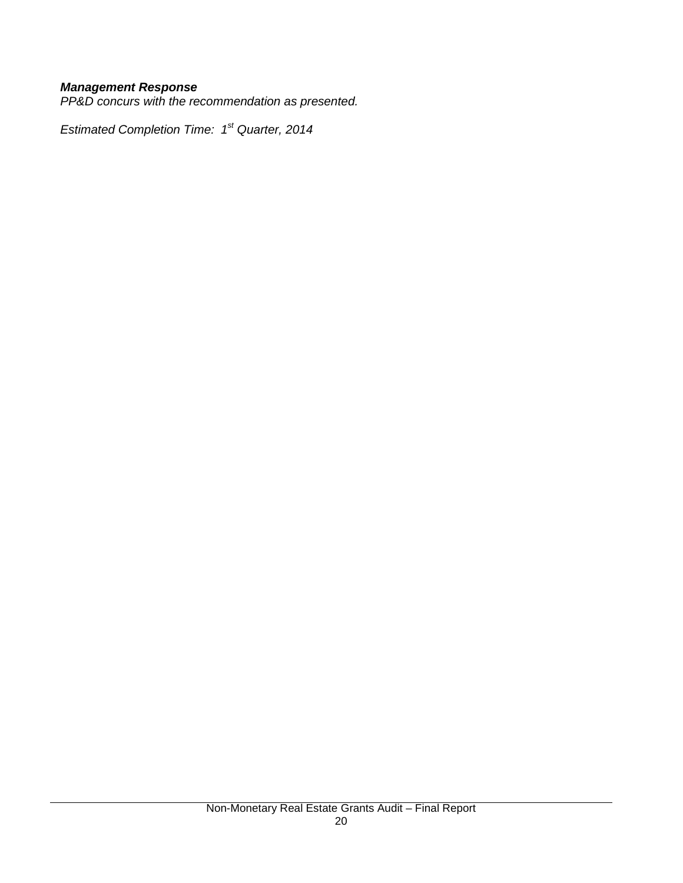***Management Response***
*PP&D concurs with the recommendation as presented.*

*Estimated Completion Time: 1st Quarter, 2014*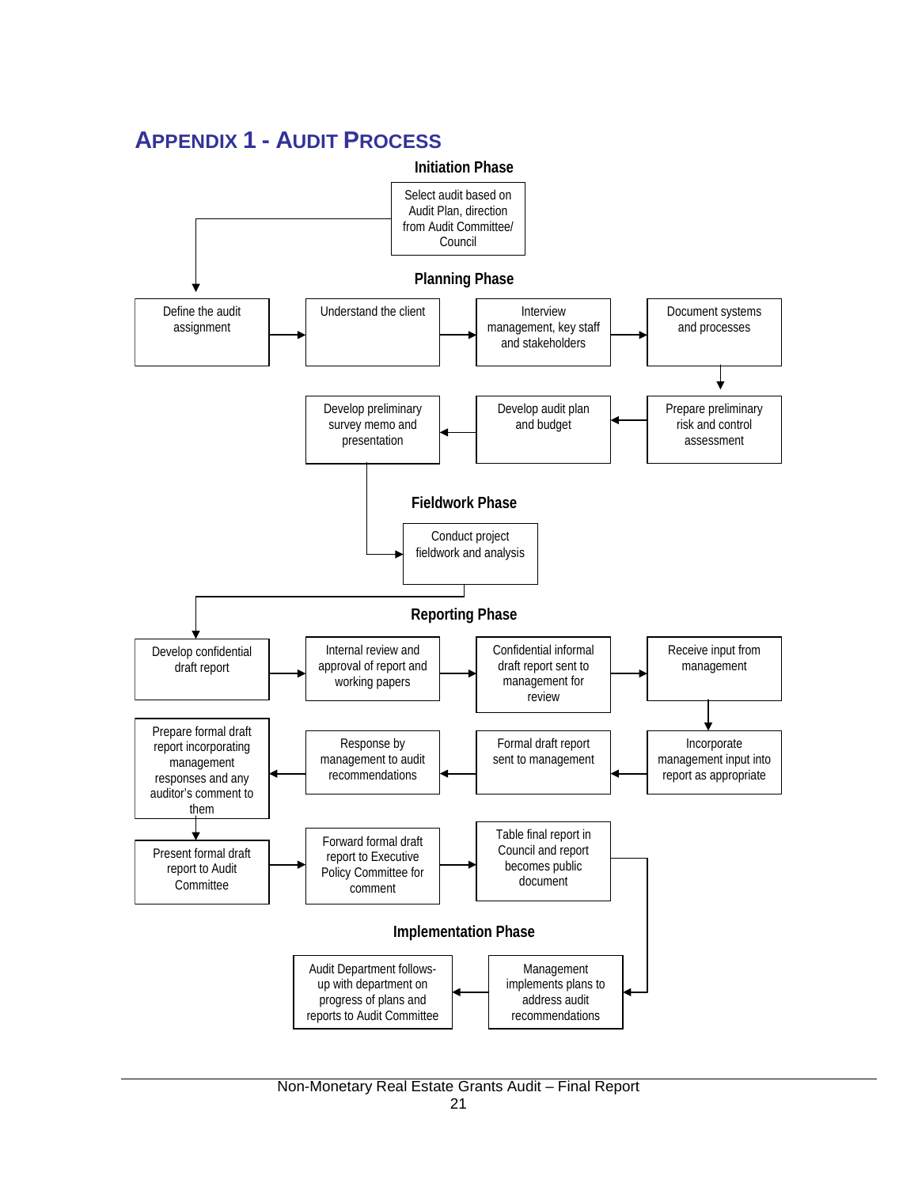# APPENDIX 1 - AUDIT PROCESS

### Initiation Phase

- Select audit based on Audit Plan, direction from Audit Committee/ Council

### Planning Phase

- Define the audit assignment
- Understand the client
- Interview management, key staff and stakeholders
- Document systems and processes
- Prepare preliminary risk and control assessment
- Develop audit plan and budget
- Develop preliminary survey memo and presentation

### Fieldwork Phase

- Conduct project fieldwork and analysis

### Reporting Phase

- Develop confidential draft report
- Internal review and approval of report and working papers
- Confidential informal draft report sent to management for review
- Receive input from management
- Incorporate management input into report as appropriate
- Formal draft report sent to management
- Response by management to audit recommendations
- Prepare formal draft report incorporating management responses and any auditor's comment to them
- Present formal draft report to Audit Committee
- Forward formal draft report to Executive Policy Committee for comment
- Table final report in Council and report becomes public document

### Implementation Phase

- Management implements plans to address audit recommendations
- Audit Department follows-up with department on progress of plans and reports to Audit Committee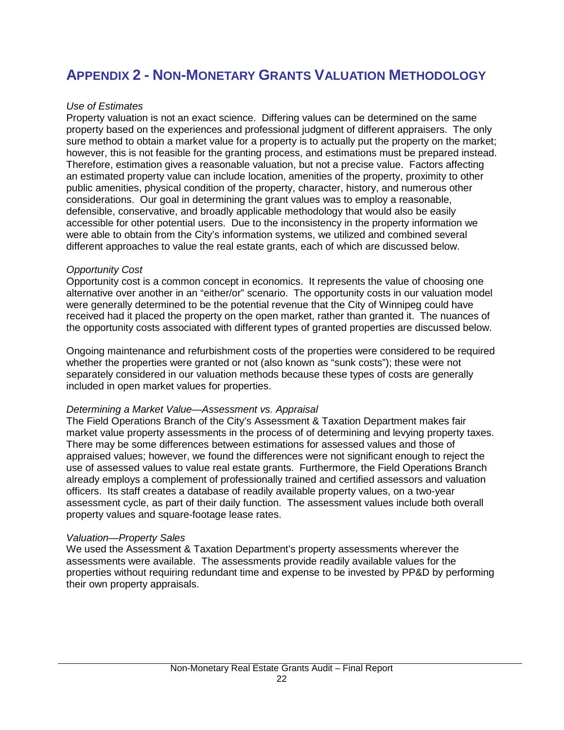# APPENDIX 2 - NON-MONETARY GRANTS VALUATION METHODOLOGY

*Use of Estimates*

Property valuation is not an exact science. Differing values can be determined on the same property based on the experiences and professional judgment of different appraisers. The only sure method to obtain a market value for a property is to actually put the property on the market; however, this is not feasible for the granting process, and estimations must be prepared instead. Therefore, estimation gives a reasonable valuation, but not a precise value. Factors affecting an estimated property value can include location, amenities of the property, proximity to other public amenities, physical condition of the property, character, history, and numerous other considerations. Our goal in determining the grant values was to employ a reasonable, defensible, conservative, and broadly applicable methodology that would also be easily accessible for other potential users. Due to the inconsistency in the property information we were able to obtain from the City's information systems, we utilized and combined several different approaches to value the real estate grants, each of which are discussed below.

*Opportunity Cost*

Opportunity cost is a common concept in economics. It represents the value of choosing one alternative over another in an "either/or" scenario. The opportunity costs in our valuation model were generally determined to be the potential revenue that the City of Winnipeg could have received had it placed the property on the open market, rather than granted it. The nuances of the opportunity costs associated with different types of granted properties are discussed below.

Ongoing maintenance and refurbishment costs of the properties were considered to be required whether the properties were granted or not (also known as "sunk costs"); these were not separately considered in our valuation methods because these types of costs are generally included in open market values for properties.

*Determining a Market Value—Assessment vs. Appraisal*

The Field Operations Branch of the City's Assessment & Taxation Department makes fair market value property assessments in the process of of determining and levying property taxes. There may be some differences between estimations for assessed values and those of appraised values; however, we found the differences were not significant enough to reject the use of assessed values to value real estate grants. Furthermore, the Field Operations Branch already employs a complement of professionally trained and certified assessors and valuation officers. Its staff creates a database of readily available property values, on a two-year assessment cycle, as part of their daily function. The assessment values include both overall property values and square-footage lease rates.

*Valuation—Property Sales*

We used the Assessment & Taxation Department's property assessments wherever the assessments were available. The assessments provide readily available values for the properties without requiring redundant time and expense to be invested by PP&D by performing their own property appraisals.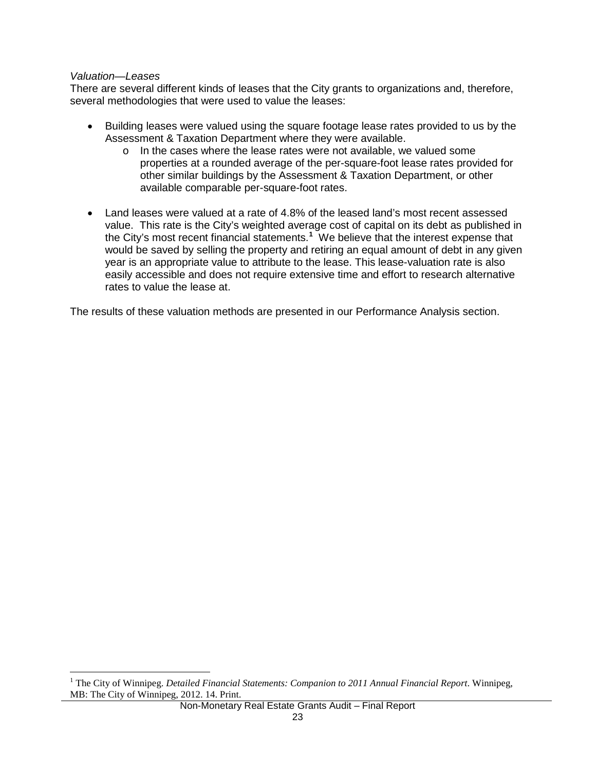*Valuation—Leases*

There are several different kinds of leases that the City grants to organizations and, therefore, several methodologies that were used to value the leases:

- Building leases were valued using the square footage lease rates provided to us by the Assessment & Taxation Department where they were available.
  - In the cases where the lease rates were not available, we valued some properties at a rounded average of the per-square-foot lease rates provided for other similar buildings by the Assessment & Taxation Department, or other available comparable per-square-foot rates.

- Land leases were valued at a rate of 4.8% of the leased land's most recent assessed value. This rate is the City's weighted average cost of capital on its debt as published in the City's most recent financial statements.[1] We believe that the interest expense that would be saved by selling the property and retiring an equal amount of debt in any given year is an appropriate value to attribute to the lease. This lease-valuation rate is also easily accessible and does not require extensive time and effort to research alternative rates to value the lease at.

The results of these valuation methods are presented in our Performance Analysis section.

[1] The City of Winnipeg. *Detailed Financial Statements: Companion to 2011 Annual Financial Report*. Winnipeg, MB: The City of Winnipeg, 2012. 14. Print.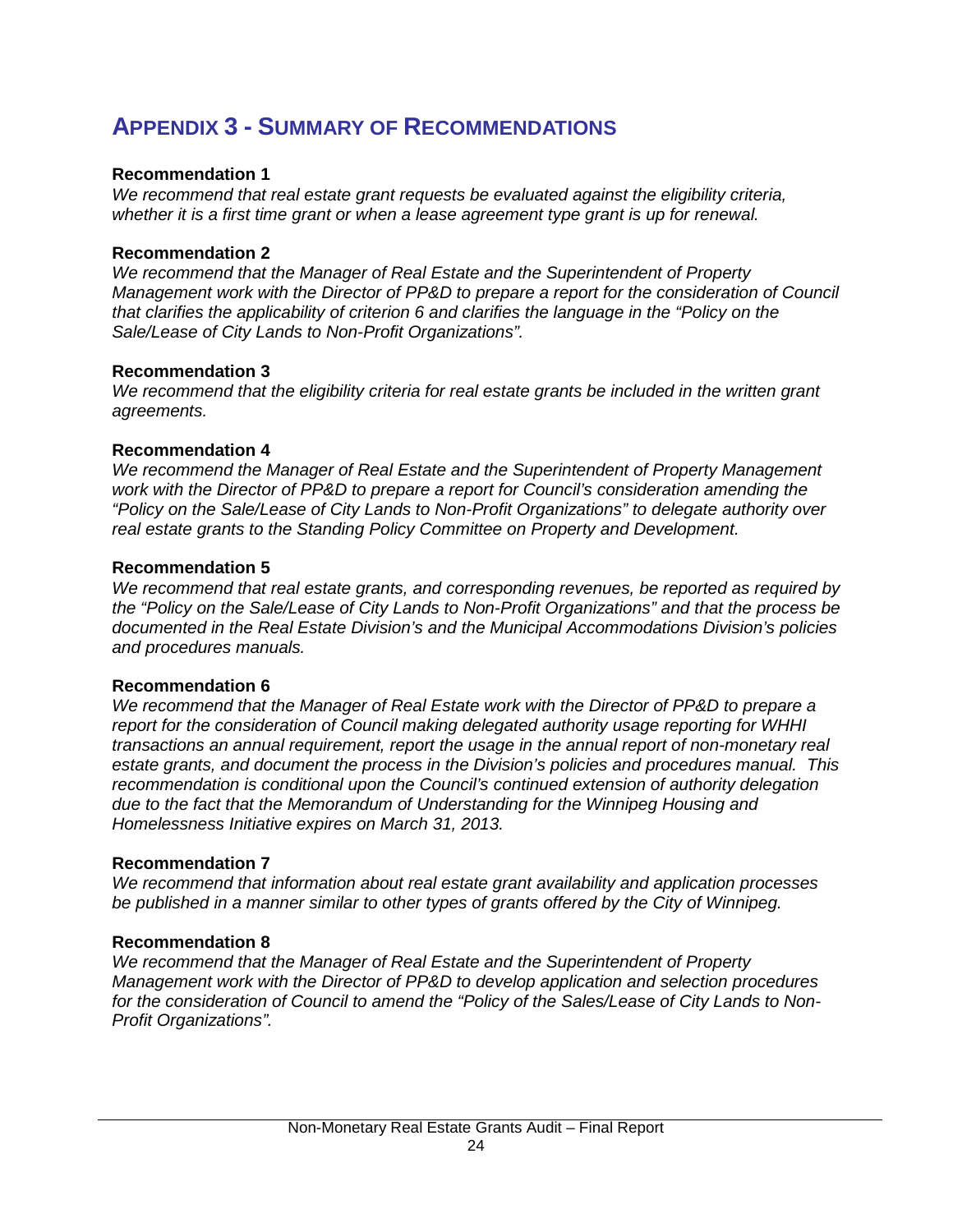# Appendix 3 - Summary of Recommendations

**Recommendation 1**

*We recommend that real estate grant requests be evaluated against the eligibility criteria, whether it is a first time grant or when a lease agreement type grant is up for renewal.*

**Recommendation 2**

*We recommend that the Manager of Real Estate and the Superintendent of Property Management work with the Director of PP&D to prepare a report for the consideration of Council that clarifies the applicability of criterion 6 and clarifies the language in the "Policy on the Sale/Lease of City Lands to Non-Profit Organizations".*

**Recommendation 3**

*We recommend that the eligibility criteria for real estate grants be included in the written grant agreements.*

**Recommendation 4**

*We recommend the Manager of Real Estate and the Superintendent of Property Management work with the Director of PP&D to prepare a report for Council's consideration amending the "Policy on the Sale/Lease of City Lands to Non-Profit Organizations" to delegate authority over real estate grants to the Standing Policy Committee on Property and Development.*

**Recommendation 5**

*We recommend that real estate grants, and corresponding revenues, be reported as required by the "Policy on the Sale/Lease of City Lands to Non-Profit Organizations" and that the process be documented in the Real Estate Division's and the Municipal Accommodations Division's policies and procedures manuals.*

**Recommendation 6**

*We recommend that the Manager of Real Estate work with the Director of PP&D to prepare a report for the consideration of Council making delegated authority usage reporting for WHHI transactions an annual requirement, report the usage in the annual report of non-monetary real estate grants, and document the process in the Division's policies and procedures manual. This recommendation is conditional upon the Council's continued extension of authority delegation due to the fact that the Memorandum of Understanding for the Winnipeg Housing and Homelessness Initiative expires on March 31, 2013.*

**Recommendation 7**

*We recommend that information about real estate grant availability and application processes be published in a manner similar to other types of grants offered by the City of Winnipeg.*

**Recommendation 8**

*We recommend that the Manager of Real Estate and the Superintendent of Property Management work with the Director of PP&D to develop application and selection procedures for the consideration of Council to amend the "Policy of the Sales/Lease of City Lands to Non-Profit Organizations".*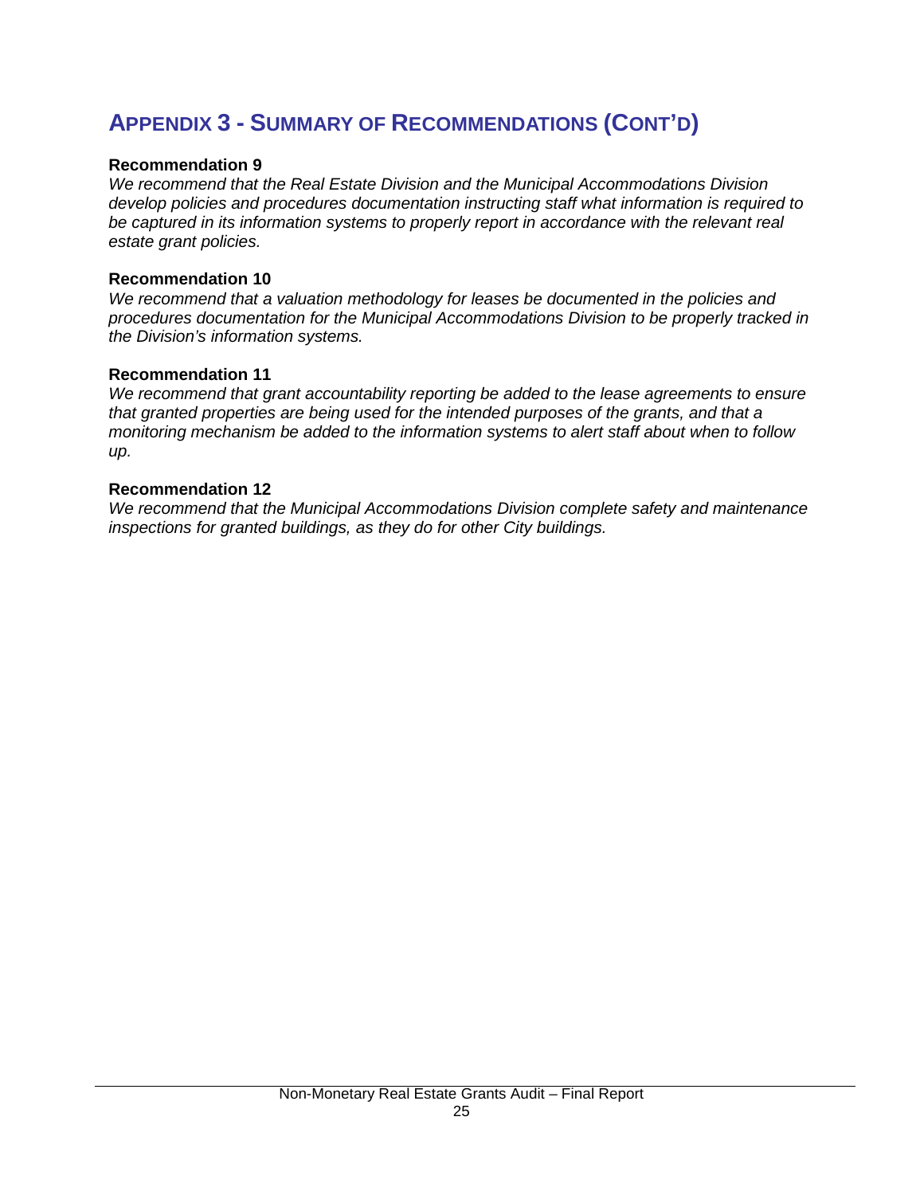# Appendix 3 - Summary of Recommendations (Cont'd)

**Recommendation 9**

*We recommend that the Real Estate Division and the Municipal Accommodations Division develop policies and procedures documentation instructing staff what information is required to be captured in its information systems to properly report in accordance with the relevant real estate grant policies.*

**Recommendation 10**

*We recommend that a valuation methodology for leases be documented in the policies and procedures documentation for the Municipal Accommodations Division to be properly tracked in the Division's information systems.*

**Recommendation 11**

*We recommend that grant accountability reporting be added to the lease agreements to ensure that granted properties are being used for the intended purposes of the grants, and that a monitoring mechanism be added to the information systems to alert staff about when to follow up.*

**Recommendation 12**

*We recommend that the Municipal Accommodations Division complete safety and maintenance inspections for granted buildings, as they do for other City buildings.*